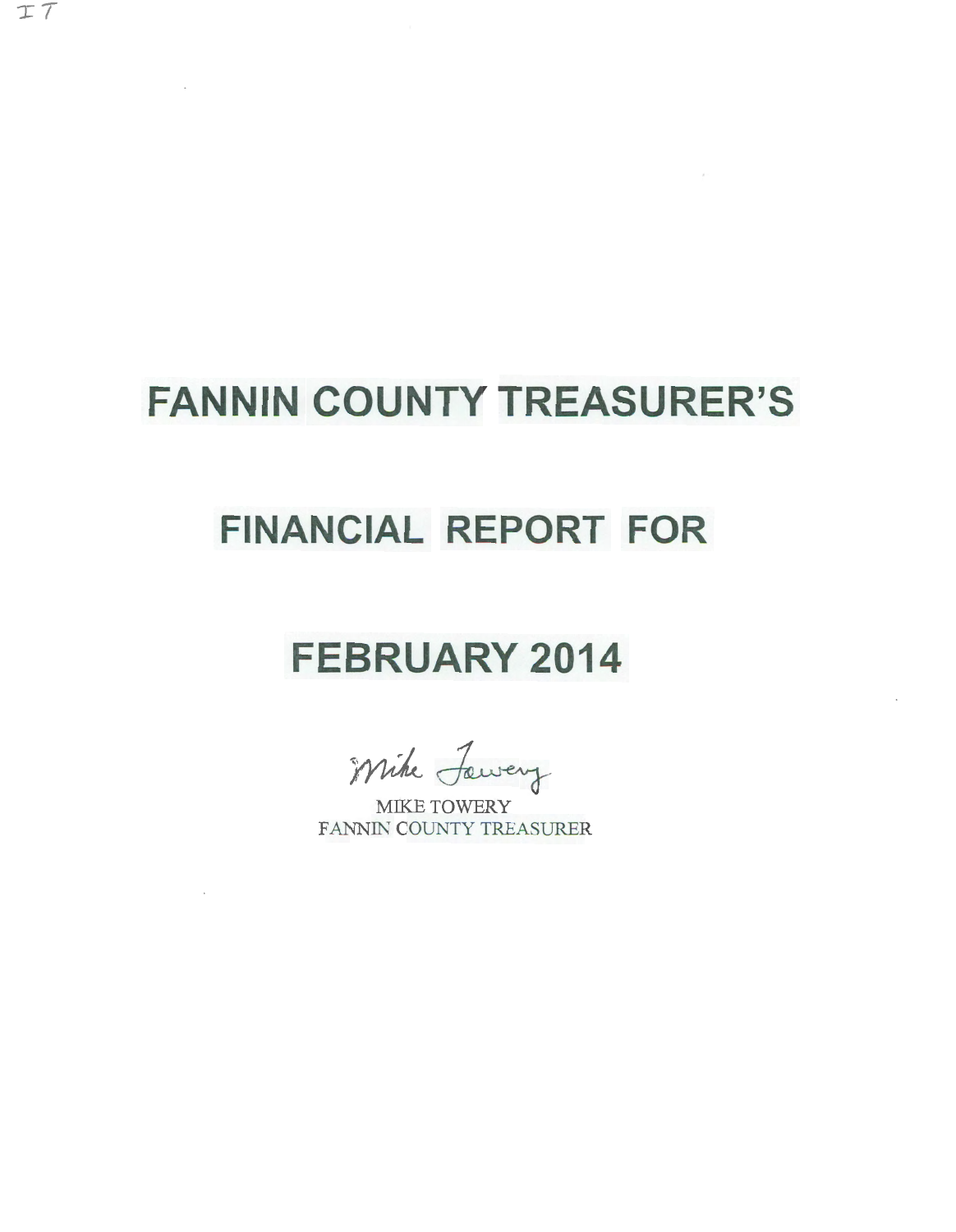IT

# FANNIN COUNTY TREASURER'S

# FINANCIAL REPORT FOR

# FEBRUARY 2014

Mike Towery

MIKE TOWERY
FANNIN COUNTY TREASURER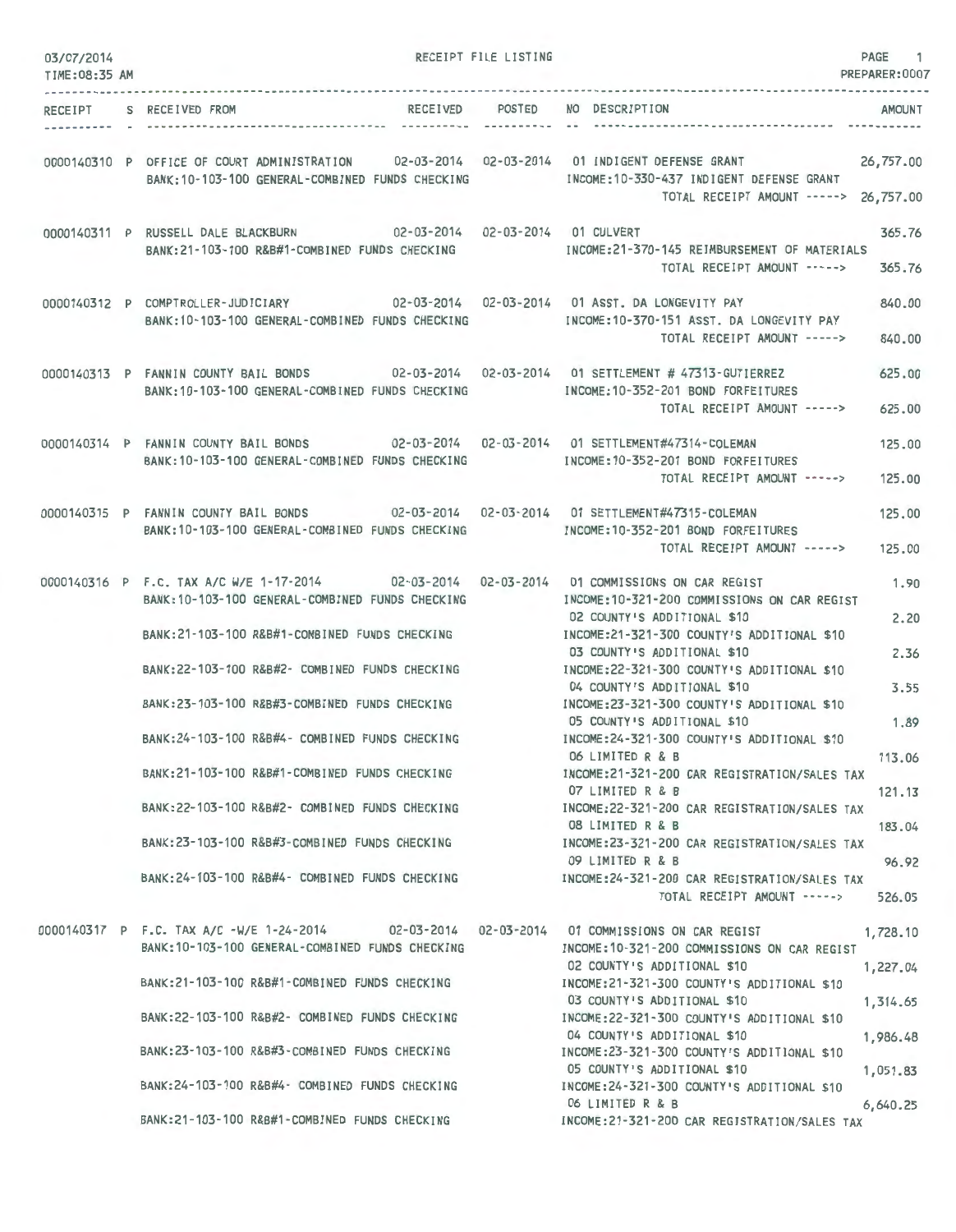03/07/2014
TIME:08:35 AM

RECEIPT FILE LISTING

PREPARER:0007

| RECEIPT | S | RECEIVED FROM | RECEIVED | POSTED | NO | DESCRIPTION | AMOUNT |
|---|---|---|---|---|---|---|---|
| 0000140310 | P | OFFICE OF COURT ADMINISTRATION | 02-03-2014 | 02-03-2014 | 01 | INDIGENT DEFENSE GRANT | 26,757.00 |
| | | BANK:10-103-100 GENERAL-COMBINED FUNDS CHECKING | | | | INCOME:10-330-437 INDIGENT DEFENSE GRANT | |
| | | | | | | TOTAL RECEIPT AMOUNT -----> | 26,757.00 |
| 0000140311 | P | RUSSELL DALE BLACKBURN | 02-03-2014 | 02-03-2014 | 01 | CULVERT | 365.76 |
| | | BANK:21-103-100 R&B#1-COMBINED FUNDS CHECKING | | | | INCOME:21-370-145 REIMBURSEMENT OF MATERIALS | |
| | | | | | | TOTAL RECEIPT AMOUNT -----> | 365.76 |
| 0000140312 | P | COMPTROLLER-JUDICIARY | 02-03-2014 | 02-03-2014 | 01 | ASST. DA LONGEVITY PAY | 840.00 |
| | | BANK:10-103-100 GENERAL-COMBINED FUNDS CHECKING | | | | INCOME:10-370-151 ASST. DA LONGEVITY PAY | |
| | | | | | | TOTAL RECEIPT AMOUNT -----> | 840.00 |
| 0000140313 | P | FANNIN COUNTY BAIL BONDS | 02-03-2014 | 02-03-2014 | 01 | SETTLEMENT # 47313-GUTIERREZ | 625.00 |
| | | BANK:10-103-100 GENERAL-COMBINED FUNDS CHECKING | | | | INCOME:10-352-201 BOND FORFEITURES | |
| | | | | | | TOTAL RECEIPT AMOUNT -----> | 625.00 |
| 0000140314 | P | FANNIN COUNTY BAIL BONDS | 02-03-2014 | 02-03-2014 | 01 | SETTLEMENT#47314-COLEMAN | 125.00 |
| | | BANK:10-103-100 GENERAL-COMBINED FUNDS CHECKING | | | | INCOME:10-352-201 BOND FORFEITURES | |
| | | | | | | TOTAL RECEIPT AMOUNT -----> | 125.00 |
| 0000140315 | P | FANNIN COUNTY BAIL BONDS | 02-03-2014 | 02-03-2014 | 01 | SETTLEMENT#47315-COLEMAN | 125.00 |
| | | BANK:10-103-100 GENERAL-COMBINED FUNDS CHECKING | | | | INCOME:10-352-201 BOND FORFEITURES | |
| | | | | | | TOTAL RECEIPT AMOUNT -----> | 125.00 |
| 0000140316 | P | F.C. TAX A/C W/E 1-17-2014 | 02-03-2014 | 02-03-2014 | 01 | COMMISSIONS ON CAR REGIST | 1.90 |
| | | BANK:10-103-100 GENERAL-COMBINED FUNDS CHECKING | | | | INCOME:10-321-200 COMMISSIONS ON CAR REGIST | |
| | | | | | 02 | COUNTY'S ADDITIONAL $10 | 2.20 |
| | | BANK:21-103-100 R&B#1-COMBINED FUNDS CHECKING | | | | INCOME:21-321-300 COUNTY'S ADDITIONAL $10 | |
| | | | | | 03 | COUNTY'S ADDITIONAL $10 | 2.36 |
| | | BANK:22-103-100 R&B#2- COMBINED FUNDS CHECKING | | | | INCOME:22-321-300 COUNTY'S ADDITIONAL $10 | |
| | | | | | 04 | COUNTY'S ADDITIONAL $10 | 3.55 |
| | | BANK:23-103-100 R&B#3-COMBINED FUNDS CHECKING | | | | INCOME:23-321-300 COUNTY'S ADDITIONAL $10 | |
| | | | | | 05 | COUNTY'S ADDITIONAL $10 | 1.89 |
| | | BANK:24-103-100 R&B#4- COMBINED FUNDS CHECKING | | | | INCOME:24-321-300 COUNTY'S ADDITIONAL $10 | |
| | | | | | 06 | LIMITED R & B | 113.06 |
| | | BANK:21-103-100 R&B#1-COMBINED FUNDS CHECKING | | | | INCOME:21-321-200 CAR REGISTRATION/SALES TAX | |
| | | | | | 07 | LIMITED R & B | 121.13 |
| | | BANK:22-103-100 R&B#2- COMBINED FUNDS CHECKING | | | | INCOME:22-321-200 CAR REGISTRATION/SALES TAX | |
| | | | | | 08 | LIMITED R & B | 183.04 |
| | | BANK:23-103-100 R&B#3-COMBINED FUNDS CHECKING | | | | INCOME:23-321-200 CAR REGISTRATION/SALES TAX | |
| | | | | | 09 | LIMITED R & B | 96.92 |
| | | BANK:24-103-100 R&B#4- COMBINED FUNDS CHECKING | | | | INCOME:24-321-200 CAR REGISTRATION/SALES TAX | |
| | | | | | | TOTAL RECEIPT AMOUNT -----> | 526.05 |
| 0000140317 | P | F.C. TAX A/C -W/E 1-24-2014 | 02-03-2014 | 02-03-2014 | 01 | COMMISSIONS ON CAR REGIST | 1,728.10 |
| | | BANK:10-103-100 GENERAL-COMBINED FUNDS CHECKING | | | | INCOME:10-321-200 COMMISSIONS ON CAR REGIST | |
| | | | | | 02 | COUNTY'S ADDITIONAL $10 | 1,227.04 |
| | | BANK:21-103-100 R&B#1-COMBINED FUNDS CHECKING | | | | INCOME:21-321-300 COUNTY'S ADDITIONAL $10 | |
| | | | | | 03 | COUNTY'S ADDITIONAL $10 | 1,314.65 |
| | | BANK:22-103-100 R&B#2- COMBINED FUNDS CHECKING | | | | INCOME:22-321-300 COUNTY'S ADDITIONAL $10 | |
| | | | | | 04 | COUNTY'S ADDITIONAL $10 | 1,986.48 |
| | | BANK:23-103-100 R&B#3-COMBINED FUNDS CHECKING | | | | INCOME:23-321-300 COUNTY'S ADDITIONAL $10 | |
| | | | | | 05 | COUNTY'S ADDITIONAL $10 | 1,051.83 |
| | | BANK:24-103-100 R&B#4- COMBINED FUNDS CHECKING | | | | INCOME:24-321-300 COUNTY'S ADDITIONAL $10 | |
| | | | | | 06 | LIMITED R & B | 6,640.25 |
| | | BANK:21-103-100 R&B#1-COMBINED FUNDS CHECKING | | | | INCOME:21-321-200 CAR REGISTRATION/SALES TAX | |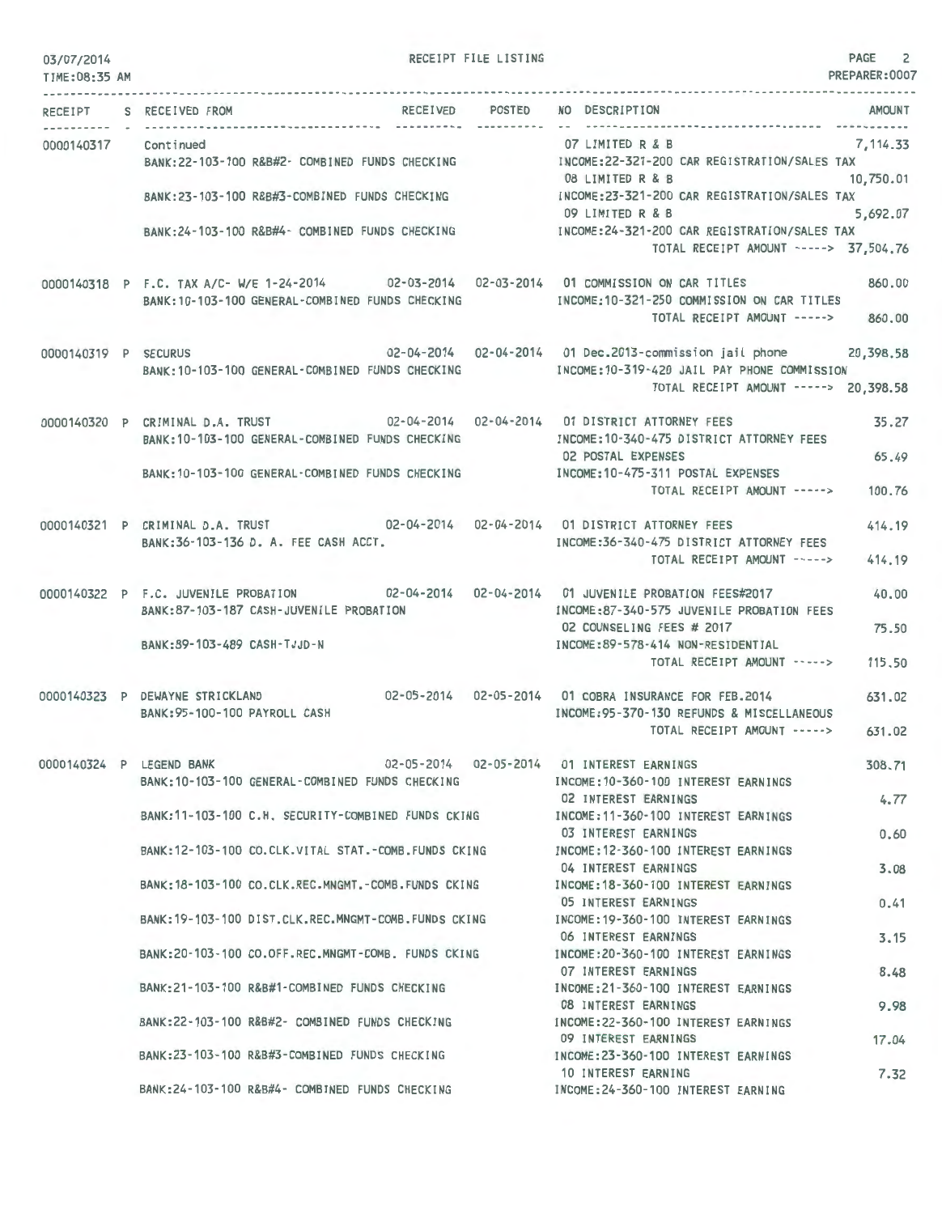03/07/2014 TIME:08:35 AM

RECEIPT FILE LISTING

PREPARER:0007

| RECEIPT | S | RECEIVED FROM | RECEIVED | POSTED | NO DESCRIPTION | AMOUNT |
|---|---|---|---|---|---|---|
| 0000140317 | | Continued | | | 07 LIMITED R & B | 7,114.33 |
| | | BANK:22-103-100 R&B#2- COMBINED FUNDS CHECKING | | | INCOME:22-321-200 CAR REGISTRATION/SALES TAX | |
| | | | | | 08 LIMITED R & B | 10,750.01 |
| | | BANK:23-103-100 R&B#3-COMBINED FUNDS CHECKING | | | INCOME:23-321-200 CAR REGISTRATION/SALES TAX | |
| | | | | | 09 LIMITED R & B | 5,692.07 |
| | | BANK:24-103-100 R&B#4- COMBINED FUNDS CHECKING | | | INCOME:24-321-200 CAR REGISTRATION/SALES TAX | |
| | | | | | TOTAL RECEIPT AMOUNT -----> | 37,504.76 |
| 0000140318 | P | F.C. TAX A/C- W/E 1-24-2014 | 02-03-2014 | 02-03-2014 | 01 COMMISSION ON CAR TITLES | 860.00 |
| | | BANK:10-103-100 GENERAL-COMBINED FUNDS CHECKING | | | INCOME:10-321-250 COMMISSION ON CAR TITLES | |
| | | | | | TOTAL RECEIPT AMOUNT -----> | 860.00 |
| 0000140319 | P | SECURUS | 02-04-2014 | 02-04-2014 | 01 Dec.2013-commission jail phone | 20,398.58 |
| | | BANK:10-103-100 GENERAL-COMBINED FUNDS CHECKING | | | INCOME:10-319-420 JAIL PAY PHONE COMMISSION | |
| | | | | | TOTAL RECEIPT AMOUNT -----> | 20,398.58 |
| 0000140320 | P | CRIMINAL D.A. TRUST | 02-04-2014 | 02-04-2014 | 01 DISTRICT ATTORNEY FEES | 35.27 |
| | | BANK:10-103-100 GENERAL-COMBINED FUNDS CHECKING | | | INCOME:10-340-475 DISTRICT ATTORNEY FEES | |
| | | | | | 02 POSTAL EXPENSES | 65.49 |
| | | BANK:10-103-100 GENERAL-COMBINED FUNDS CHECKING | | | INCOME:10-475-311 POSTAL EXPENSES | |
| | | | | | TOTAL RECEIPT AMOUNT -----> | 100.76 |
| 0000140321 | P | CRIMINAL D.A. TRUST | 02-04-2014 | 02-04-2014 | 01 DISTRICT ATTORNEY FEES | 414.19 |
| | | BANK:36-103-136 D. A. FEE CASH ACCT. | | | INCOME:36-340-475 DISTRICT ATTORNEY FEES | |
| | | | | | TOTAL RECEIPT AMOUNT -----> | 414.19 |
| 0000140322 | P | F.C. JUVENILE PROBATION | 02-04-2014 | 02-04-2014 | 01 JUVENILE PROBATION FEES#2017 | 40.00 |
| | | BANK:87-103-187 CASH-JUVENILE PROBATION | | | INCOME:87-340-575 JUVENILE PROBATION FEES | |
| | | | | | 02 COUNSELING FEES # 2017 | 75.50 |
| | | BANK:89-103-489 CASH-TJJD-N | | | INCOME:89-578-414 NON-RESIDENTIAL | |
| | | | | | TOTAL RECEIPT AMOUNT -----> | 115.50 |
| 0000140323 | P | DEWAYNE STRICKLAND | 02-05-2014 | 02-05-2014 | 01 COBRA INSURANCE FOR FEB.2014 | 631.02 |
| | | BANK:95-100-100 PAYROLL CASH | | | INCOME:95-370-130 REFUNDS & MISCELLANEOUS | |
| | | | | | TOTAL RECEIPT AMOUNT -----> | 631.02 |
| 0000140324 | P | LEGEND BANK | 02-05-2014 | 02-05-2014 | 01 INTEREST EARNINGS | 308.71 |
| | | BANK:10-103-100 GENERAL-COMBINED FUNDS CHECKING | | | INCOME:10-360-100 INTEREST EARNINGS | |
| | | | | | 02 INTEREST EARNINGS | 4.77 |
| | | BANK:11-103-100 C.H. SECURITY-COMBINED FUNDS CKING | | | INCOME:11-360-100 INTEREST EARNINGS | |
| | | | | | 03 INTEREST EARNINGS | 0.60 |
| | | BANK:12-103-100 CO.CLK.VITAL STAT.-COMB.FUNDS CKING | | | INCOME:12-360-100 INTEREST EARNINGS | |
| | | | | | 04 INTEREST EARNINGS | 3.08 |
| | | BANK:18-103-100 CO.CLK.REC.MNGMT.-COMB.FUNDS CKING | | | INCOME:18-360-100 INTEREST EARNINGS | |
| | | | | | 05 INTEREST EARNINGS | 0.41 |
| | | BANK:19-103-100 DIST.CLK.REC.MNGMT-COMB.FUNDS CKING | | | INCOME:19-360-100 INTEREST EARNINGS | |
| | | | | | 06 INTEREST EARNINGS | 3.15 |
| | | BANK:20-103-100 CO.OFF.REC.MNGMT-COMB. FUNDS CKING | | | INCOME:20-360-100 INTEREST EARNINGS | |
| | | | | | 07 INTEREST EARNINGS | 8.48 |
| | | BANK:21-103-100 R&B#1-COMBINED FUNDS CHECKING | | | INCOME:21-360-100 INTEREST EARNINGS | |
| | | | | | 08 INTEREST EARNINGS | 9.98 |
| | | BANK:22-103-100 R&B#2- COMBINED FUNDS CHECKING | | | INCOME:22-360-100 INTEREST EARNINGS | |
| | | | | | 09 INTEREST EARNINGS | 17.04 |
| | | BANK:23-103-100 R&B#3-COMBINED FUNDS CHECKING | | | INCOME:23-360-100 INTEREST EARNINGS | |
| | | | | | 10 INTEREST EARNING | 7.32 |
| | | BANK:24-103-100 R&B#4- COMBINED FUNDS CHECKING | | | INCOME:24-360-100 INTEREST EARNING | |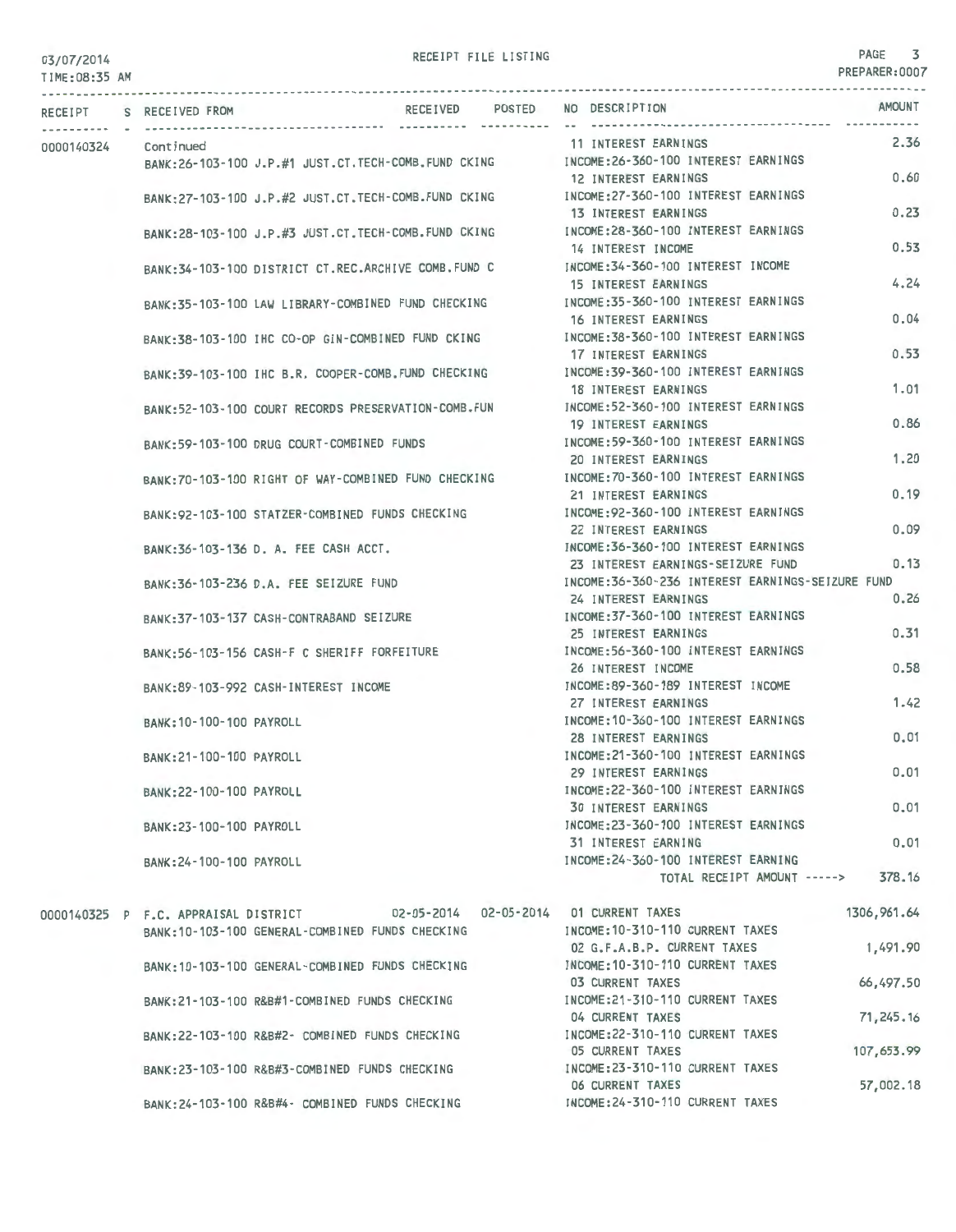03/07/2014
TIME:08:35 AM

RECEIPT FILE LISTING

PREPARER:0007

| RECEIPT | S | RECEIVED FROM | RECEIVED | POSTED | NO DESCRIPTION | AMOUNT |
|---|---|---|---|---|---|---|
| 0000140324 | | Continued | | | 11 INTEREST EARNINGS | 2.36 |
| | | BANK:26-103-100 J.P.#1 JUST.CT.TECH-COMB.FUND CKING | | | INCOME:26-360-100 INTEREST EARNINGS | |
| | | | | | 12 INTEREST EARNINGS | 0.60 |
| | | BANK:27-103-100 J.P.#2 JUST.CT.TECH-COMB.FUND CKING | | | INCOME:27-360-100 INTEREST EARNINGS | |
| | | | | | 13 INTEREST EARNINGS | 0.23 |
| | | BANK:28-103-100 J.P.#3 JUST.CT.TECH-COMB.FUND CKING | | | INCOME:28-360-100 INTEREST EARNINGS | |
| | | | | | 14 INTEREST INCOME | 0.53 |
| | | BANK:34-103-100 DISTRICT CT.REC.ARCHIVE COMB.FUND C | | | INCOME:34-360-100 INTEREST INCOME | |
| | | | | | 15 INTEREST EARNINGS | 4.24 |
| | | BANK:35-103-100 LAW LIBRARY-COMBINED FUND CHECKING | | | INCOME:35-360-100 INTEREST EARNINGS | |
| | | | | | 16 INTEREST EARNINGS | 0.04 |
| | | BANK:38-103-100 IHC CO-OP GIN-COMBINED FUND CKING | | | INCOME:38-360-100 INTEREST EARNINGS | |
| | | | | | 17 INTEREST EARNINGS | 0.53 |
| | | BANK:39-103-100 IHC B.R. COOPER-COMB.FUND CHECKING | | | INCOME:39-360-100 INTEREST EARNINGS | |
| | | | | | 18 INTEREST EARNINGS | 1.01 |
| | | BANK:52-103-100 COURT RECORDS PRESERVATION-COMB.FUN | | | INCOME:52-360-100 INTEREST EARNINGS | |
| | | | | | 19 INTEREST EARNINGS | 0.86 |
| | | BANK:59-103-100 DRUG COURT-COMBINED FUNDS | | | INCOME:59-360-100 INTEREST EARNINGS | |
| | | | | | 20 INTEREST EARNINGS | 1.20 |
| | | BANK:70-103-100 RIGHT OF WAY-COMBINED FUND CHECKING | | | INCOME:70-360-100 INTEREST EARNINGS | |
| | | | | | 21 INTEREST EARNINGS | 0.19 |
| | | BANK:92-103-100 STATZER-COMBINED FUNDS CHECKING | | | INCOME:92-360-100 INTEREST EARNINGS | |
| | | | | | 22 INTEREST EARNINGS | 0.09 |
| | | BANK:36-103-136 D. A. FEE CASH ACCT. | | | INCOME:36-360-100 INTEREST EARNINGS | |
| | | | | | 23 INTEREST EARNINGS-SEIZURE FUND | 0.13 |
| | | BANK:36-103-236 D.A. FEE SEIZURE FUND | | | INCOME:36-360-236 INTEREST EARNINGS-SEIZURE FUND | |
| | | | | | 24 INTEREST EARNINGS | 0.26 |
| | | BANK:37-103-137 CASH-CONTRABAND SEIZURE | | | INCOME:37-360-100 INTEREST EARNINGS | |
| | | | | | 25 INTEREST EARNINGS | 0.31 |
| | | BANK:56-103-156 CASH-F C SHERIFF FORFEITURE | | | INCOME:56-360-100 INTEREST EARNINGS | |
| | | | | | 26 INTEREST INCOME | 0.58 |
| | | BANK:89-103-992 CASH-INTEREST INCOME | | | INCOME:89-360-189 INTEREST INCOME | |
| | | | | | 27 INTEREST EARNINGS | 1.42 |
| | | BANK:10-100-100 PAYROLL | | | INCOME:10-360-100 INTEREST EARNINGS | |
| | | | | | 28 INTEREST EARNINGS | 0.01 |
| | | BANK:21-100-100 PAYROLL | | | INCOME:21-360-100 INTEREST EARNINGS | |
| | | | | | 29 INTEREST EARNINGS | 0.01 |
| | | BANK:22-100-100 PAYROLL | | | INCOME:22-360-100 INTEREST EARNINGS | |
| | | | | | 30 INTEREST EARNINGS | 0.01 |
| | | BANK:23-100-100 PAYROLL | | | INCOME:23-360-100 INTEREST EARNINGS | |
| | | | | | 31 INTEREST EARNING | 0.01 |
| | | BANK:24-100-100 PAYROLL | | | INCOME:24-360-100 INTEREST EARNING | |
| | | | | | TOTAL RECEIPT AMOUNT -----> | 378.16 |
| 0000140325 | P | F.C. APPRAISAL DISTRICT | 02-05-2014 | 02-05-2014 | 01 CURRENT TAXES | 1306,961.64 |
| | | BANK:10-103-100 GENERAL-COMBINED FUNDS CHECKING | | | INCOME:10-310-110 CURRENT TAXES | |
| | | | | | 02 G.F.A.B.P. CURRENT TAXES | 1,491.90 |
| | | BANK:10-103-100 GENERAL-COMBINED FUNDS CHECKING | | | INCOME:10-310-110 CURRENT TAXES | |
| | | | | | 03 CURRENT TAXES | 66,497.50 |
| | | BANK:21-103-100 R&B#1-COMBINED FUNDS CHECKING | | | INCOME:21-310-110 CURRENT TAXES | |
| | | | | | 04 CURRENT TAXES | 71,245.16 |
| | | BANK:22-103-100 R&B#2- COMBINED FUNDS CHECKING | | | INCOME:22-310-110 CURRENT TAXES | |
| | | | | | 05 CURRENT TAXES | 107,653.99 |
| | | BANK:23-103-100 R&B#3-COMBINED FUNDS CHECKING | | | INCOME:23-310-110 CURRENT TAXES | |
| | | | | | 06 CURRENT TAXES | 57,002.18 |
| | | BANK:24-103-100 R&B#4- COMBINED FUNDS CHECKING | | | INCOME:24-310-110 CURRENT TAXES | |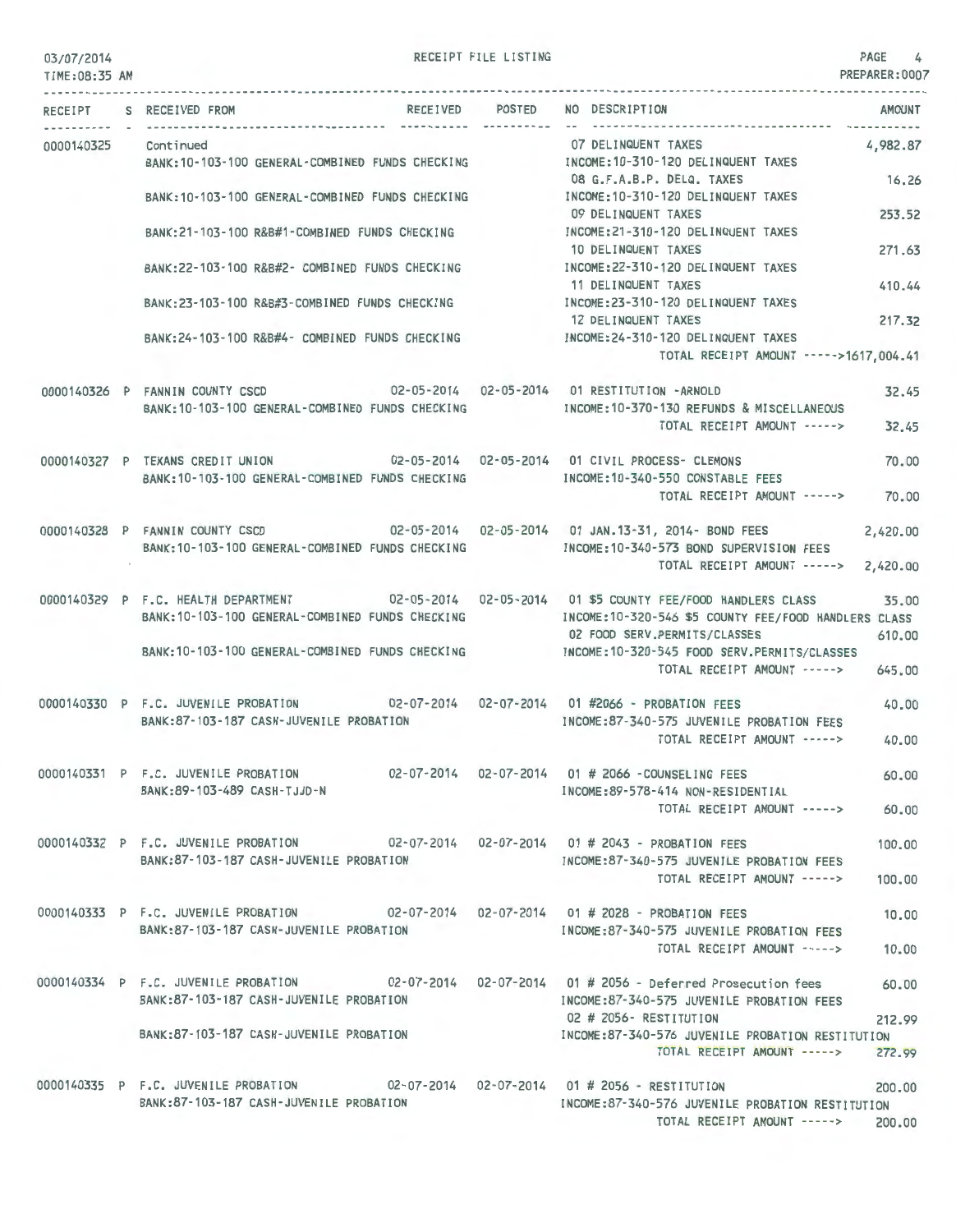03/07/2014
TIME:08:35 AM

RECEIPT FILE LISTING

PREPARER:0007

| RECEIPT | S | RECEIVED FROM | RECEIVED | POSTED | NO | DESCRIPTION | AMOUNT |
|---|---|---|---|---|---|---|---|
| 0000140325 | | Continued | | | 07 | DELINQUENT TAXES | 4,982.87 |
| | | BANK:10-103-100 GENERAL-COMBINED FUNDS CHECKING | | | | INCOME:10-310-120 DELINQUENT TAXES | |
| | | | | | 08 | G.F.A.B.P. DELQ. TAXES | 16.26 |
| | | BANK:10-103-100 GENERAL-COMBINED FUNDS CHECKING | | | | INCOME:10-310-120 DELINQUENT TAXES | |
| | | | | | 09 | DELINQUENT TAXES | 253.52 |
| | | BANK:21-103-100 R&B#1-COMBINED FUNDS CHECKING | | | | INCOME:21-310-120 DELINQUENT TAXES | |
| | | | | | 10 | DELINQUENT TAXES | 271.63 |
| | | BANK:22-103-100 R&B#2- COMBINED FUNDS CHECKING | | | | INCOME:22-310-120 DELINQUENT TAXES | |
| | | | | | 11 | DELINQUENT TAXES | 410.44 |
| | | BANK:23-103-100 R&B#3-COMBINED FUNDS CHECKING | | | | INCOME:23-310-120 DELINQUENT TAXES | |
| | | | | | 12 | DELINQUENT TAXES | 217.32 |
| | | BANK:24-103-100 R&B#4- COMBINED FUNDS CHECKING | | | | INCOME:24-310-120 DELINQUENT TAXES | |
| | | | | | | TOTAL RECEIPT AMOUNT -----> | 1617,004.41 |
| 0000140326 | P | FANNIN COUNTY CSCD | 02-05-2014 | 02-05-2014 | 01 | RESTITUTION -ARNOLD | 32.45 |
| | | BANK:10-103-100 GENERAL-COMBINED FUNDS CHECKING | | | | INCOME:10-370-130 REFUNDS & MISCELLANEOUS | |
| | | | | | | TOTAL RECEIPT AMOUNT -----> | 32.45 |
| 0000140327 | P | TEXANS CREDIT UNION | 02-05-2014 | 02-05-2014 | 01 | CIVIL PROCESS- CLEMONS | 70.00 |
| | | BANK:10-103-100 GENERAL-COMBINED FUNDS CHECKING | | | | INCOME:10-340-550 CONSTABLE FEES | |
| | | | | | | TOTAL RECEIPT AMOUNT -----> | 70.00 |
| 0000140328 | P | FANNIN COUNTY CSCD | 02-05-2014 | 02-05-2014 | 01 | JAN.13-31, 2014- BOND FEES | 2,420.00 |
| | | BANK:10-103-100 GENERAL-COMBINED FUNDS CHECKING | | | | INCOME:10-340-573 BOND SUPERVISION FEES | |
| | | | | | | TOTAL RECEIPT AMOUNT -----> | 2,420.00 |
| 0000140329 | P | F.C. HEALTH DEPARTMENT | 02-05-2014 | 02-05-2014 | 01 | $5 COUNTY FEE/FOOD HANDLERS CLASS | 35.00 |
| | | BANK:10-103-100 GENERAL-COMBINED FUNDS CHECKING | | | | INCOME:10-320-546 $5 COUNTY FEE/FOOD HANDLERS CLASS | |
| | | | | | 02 | FOOD SERV.PERMITS/CLASSES | 610.00 |
| | | BANK:10-103-100 GENERAL-COMBINED FUNDS CHECKING | | | | INCOME:10-320-545 FOOD SERV.PERMITS/CLASSES | |
| | | | | | | TOTAL RECEIPT AMOUNT -----> | 645.00 |
| 0000140330 | P | F.C. JUVENILE PROBATION | 02-07-2014 | 02-07-2014 | 01 | #2066 - PROBATION FEES | 40.00 |
| | | BANK:87-103-187 CASH-JUVENILE PROBATION | | | | INCOME:87-340-575 JUVENILE PROBATION FEES | |
| | | | | | | TOTAL RECEIPT AMOUNT -----> | 40.00 |
| 0000140331 | P | F.C. JUVENILE PROBATION | 02-07-2014 | 02-07-2014 | 01 | # 2066 -COUNSELING FEES | 60.00 |
| | | BANK:89-103-489 CASH-TJJD-N | | | | INCOME:89-578-414 NON-RESIDENTIAL | |
| | | | | | | TOTAL RECEIPT AMOUNT -----> | 60.00 |
| 0000140332 | P | F.C. JUVENILE PROBATION | 02-07-2014 | 02-07-2014 | 01 | # 2043 - PROBATION FEES | 100.00 |
| | | BANK:87-103-187 CASH-JUVENILE PROBATION | | | | INCOME:87-340-575 JUVENILE PROBATION FEES | |
| | | | | | | TOTAL RECEIPT AMOUNT -----> | 100.00 |
| 0000140333 | P | F.C. JUVENILE PROBATION | 02-07-2014 | 02-07-2014 | 01 | # 2028 - PROBATION FEES | 10.00 |
| | | BANK:87-103-187 CASH-JUVENILE PROBATION | | | | INCOME:87-340-575 JUVENILE PROBATION FEES | |
| | | | | | | TOTAL RECEIPT AMOUNT -----> | 10.00 |
| 0000140334 | P | F.C. JUVENILE PROBATION | 02-07-2014 | 02-07-2014 | 01 | # 2056 - Deferred Prosecution fees | 60.00 |
| | | BANK:87-103-187 CASH-JUVENILE PROBATION | | | | INCOME:87-340-575 JUVENILE PROBATION FEES | |
| | | | | | 02 | # 2056- RESTITUTION | 212.99 |
| | | BANK:87-103-187 CASH-JUVENILE PROBATION | | | | INCOME:87-340-576 JUVENILE PROBATION RESTITUTION | |
| | | | | | | TOTAL RECEIPT AMOUNT -----> | 272.99 |
| 0000140335 | P | F.C. JUVENILE PROBATION | 02-07-2014 | 02-07-2014 | 01 | # 2056 - RESTITUTION | 200.00 |
| | | BANK:87-103-187 CASH-JUVENILE PROBATION | | | | INCOME:87-340-576 JUVENILE PROBATION RESTITUTION | |
| | | | | | | TOTAL RECEIPT AMOUNT -----> | 200.00 |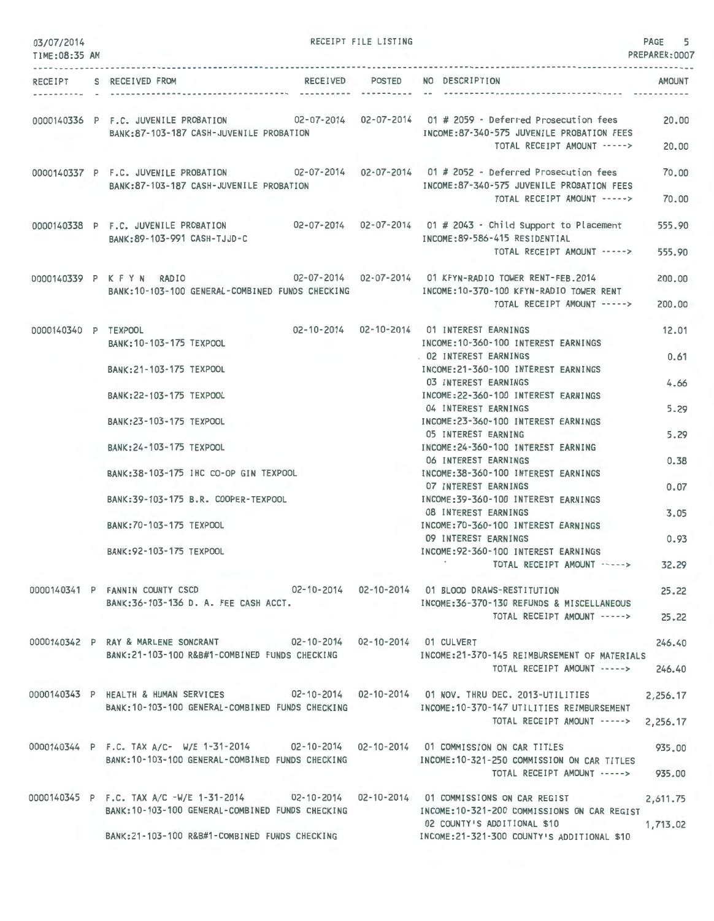03/07/2014
TIME:08:35 AM

RECEIPT FILE LISTING

PREPARER:0007

| RECEIPT | S | RECEIVED FROM | RECEIVED | POSTED | NO | DESCRIPTION | AMOUNT |
|---|---|---|---|---|---|---|---|
| 0000140336 | P | F.C. JUVENILE PROBATION | 02-07-2014 | 02-07-2014 | 01 | # 2059 - Deferred Prosecution fees | 20.00 |
| | | BANK:87-103-187 CASH-JUVENILE PROBATION | | | | INCOME:87-340-575 JUVENILE PROBATION FEES | |
| | | | | | | TOTAL RECEIPT AMOUNT -----> | 20.00 |
| 0000140337 | P | F.C. JUVENILE PROBATION | 02-07-2014 | 02-07-2014 | 01 | # 2052 - Deferred Prosecution fees | 70.00 |
| | | BANK:87-103-187 CASH-JUVENILE PROBATION | | | | INCOME:87-340-575 JUVENILE PROBATION FEES | |
| | | | | | | TOTAL RECEIPT AMOUNT -----> | 70.00 |
| 0000140338 | P | F.C. JUVENILE PROBATION | 02-07-2014 | 02-07-2014 | 01 | # 2043 - Child Support to Placement | 555.90 |
| | | BANK:89-103-991 CASH-TJJD-C | | | | INCOME:89-586-415 RESIDENTIAL | |
| | | | | | | TOTAL RECEIPT AMOUNT -----> | 555.90 |
| 0000140339 | P | K F Y N RADIO | 02-07-2014 | 02-07-2014 | 01 | KFYN-RADIO TOWER RENT-FEB.2014 | 200.00 |
| | | BANK:10-103-100 GENERAL-COMBINED FUNDS CHECKING | | | | INCOME:10-370-100 KFYN-RADIO TOWER RENT | |
| | | | | | | TOTAL RECEIPT AMOUNT -----> | 200.00 |
| 0000140340 | P | TEXPOOL | 02-10-2014 | 02-10-2014 | 01 | INTEREST EARNINGS | 12.01 |
| | | BANK:10-103-175 TEXPOOL | | | | INCOME:10-360-100 INTEREST EARNINGS | |
| | | | | | 02 | INTEREST EARNINGS | 0.61 |
| | | BANK:21-103-175 TEXPOOL | | | | INCOME:21-360-100 INTEREST EARNINGS | |
| | | | | | 03 | INTEREST EARNINGS | 4.66 |
| | | BANK:22-103-175 TEXPOOL | | | | INCOME:22-360-100 INTEREST EARNINGS | |
| | | | | | 04 | INTEREST EARNINGS | 5.29 |
| | | BANK:23-103-175 TEXPOOL | | | | INCOME:23-360-100 INTEREST EARNINGS | |
| | | | | | 05 | INTEREST EARNING | 5.29 |
| | | BANK:24-103-175 TEXPOOL | | | | INCOME:24-360-100 INTEREST EARNING | |
| | | | | | 06 | INTEREST EARNINGS | 0.38 |
| | | BANK:38-103-175 IHC CO-OP GIN TEXPOOL | | | | INCOME:38-360-100 INTEREST EARNINGS | |
| | | | | | 07 | INTEREST EARNINGS | 0.07 |
| | | BANK:39-103-175 B.R. COOPER-TEXPOOL | | | | INCOME:39-360-100 INTEREST EARNINGS | |
| | | | | | 08 | INTEREST EARNINGS | 3.05 |
| | | BANK:70-103-175 TEXPOOL | | | | INCOME:70-360-100 INTEREST EARNINGS | |
| | | | | | 09 | INTEREST EARNINGS | 0.93 |
| | | BANK:92-103-175 TEXPOOL | | | | INCOME:92-360-100 INTEREST EARNINGS | |
| | | | | | | TOTAL RECEIPT AMOUNT -----> | 32.29 |
| 0000140341 | P | FANNIN COUNTY CSCD | 02-10-2014 | 02-10-2014 | 01 | BLOOD DRAWS-RESTITUTION | 25.22 |
| | | BANK:36-103-136 D. A. FEE CASH ACCT. | | | | INCOME:36-370-130 REFUNDS & MISCELLANEOUS | |
| | | | | | | TOTAL RECEIPT AMOUNT -----> | 25.22 |
| 0000140342 | P | RAY & MARLENE SONCRANT | 02-10-2014 | 02-10-2014 | 01 | CULVERT | 246.40 |
| | | BANK:21-103-100 R&B#1-COMBINED FUNDS CHECKING | | | | INCOME:21-370-145 REIMBURSEMENT OF MATERIALS | |
| | | | | | | TOTAL RECEIPT AMOUNT -----> | 246.40 |
| 0000140343 | P | HEALTH & HUMAN SERVICES | 02-10-2014 | 02-10-2014 | 01 | NOV. THRU DEC. 2013-UTILITIES | 2,256.17 |
| | | BANK:10-103-100 GENERAL-COMBINED FUNDS CHECKING | | | | INCOME:10-370-147 UTILITIES REIMBURSEMENT | |
| | | | | | | TOTAL RECEIPT AMOUNT -----> | 2,256.17 |
| 0000140344 | P | F.C. TAX A/C- W/E 1-31-2014 | 02-10-2014 | 02-10-2014 | 01 | COMMISSION ON CAR TITLES | 935.00 |
| | | BANK:10-103-100 GENERAL-COMBINED FUNDS CHECKING | | | | INCOME:10-321-250 COMMISSION ON CAR TITLES | |
| | | | | | | TOTAL RECEIPT AMOUNT -----> | 935.00 |
| 0000140345 | P | F.C. TAX A/C -W/E 1-31-2014 | 02-10-2014 | 02-10-2014 | 01 | COMMISSIONS ON CAR REGIST | 2,611.75 |
| | | BANK:10-103-100 GENERAL-COMBINED FUNDS CHECKING | | | | INCOME:10-321-200 COMMISSIONS ON CAR REGIST | |
| | | | | | 02 | COUNTY'S ADDITIONAL $10 | 1,713.02 |
| | | BANK:21-103-100 R&B#1-COMBINED FUNDS CHECKING | | | | INCOME:21-321-300 COUNTY'S ADDITIONAL $10 | |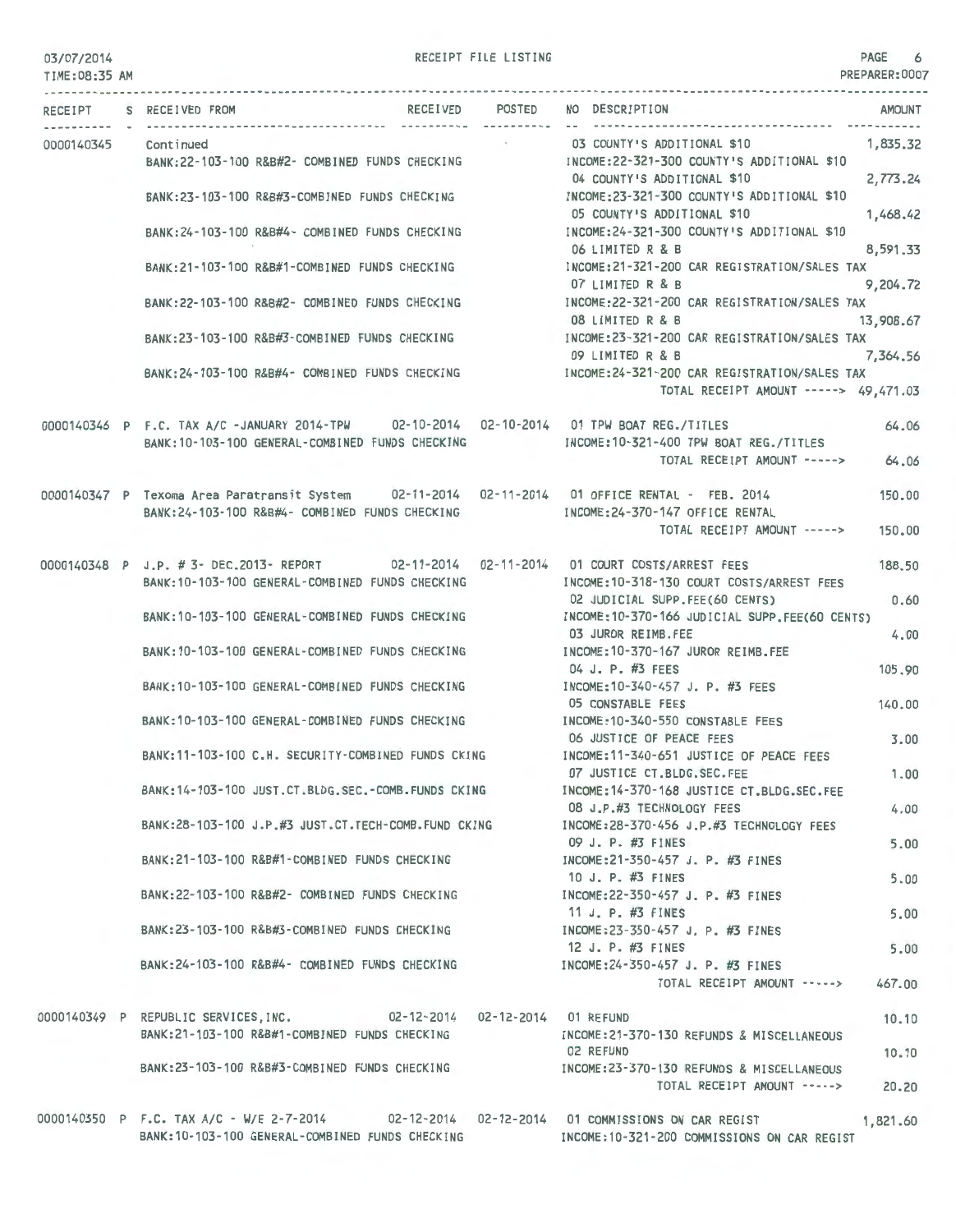03/07/2014
TIME:08:35 AM

RECEIPT FILE LISTING

PREPARER:0007

| RECEIPT | S | RECEIVED FROM | RECEIVED | POSTED | NO DESCRIPTION | AMOUNT |
|---|---|---|---|---|---|---|
| 0000140345 | | Continued | | | 03 COUNTY'S ADDITIONAL $10 | 1,835.32 |
| | | BANK:22-103-100 R&B#2- COMBINED FUNDS CHECKING | | | INCOME:22-321-300 COUNTY'S ADDITIONAL $10 | |
| | | | | | 04 COUNTY'S ADDITIONAL $10 | 2,773.24 |
| | | BANK:23-103-100 R&B#3-COMBINED FUNDS CHECKING | | | INCOME:23-321-300 COUNTY'S ADDITIONAL $10 | |
| | | | | | 05 COUNTY'S ADDITIONAL $10 | 1,468.42 |
| | | BANK:24-103-100 R&B#4- COMBINED FUNDS CHECKING | | | INCOME:24-321-300 COUNTY'S ADDITIONAL $10 | |
| | | | | | 06 LIMITED R & B | 8,591.33 |
| | | BANK:21-103-100 R&B#1-COMBINED FUNDS CHECKING | | | INCOME:21-321-200 CAR REGISTRATION/SALES TAX | |
| | | | | | 07 LIMITED R & B | 9,204.72 |
| | | BANK:22-103-100 R&B#2- COMBINED FUNDS CHECKING | | | INCOME:22-321-200 CAR REGISTRATION/SALES TAX | |
| | | | | | 08 LIMITED R & B | 13,908.67 |
| | | BANK:23-103-100 R&B#3-COMBINED FUNDS CHECKING | | | INCOME:23-321-200 CAR REGISTRATION/SALES TAX | |
| | | | | | 09 LIMITED R & B | 7,364.56 |
| | | BANK:24-103-100 R&B#4- COMBINED FUNDS CHECKING | | | INCOME:24-321-200 CAR REGISTRATION/SALES TAX | |
| | | | | | TOTAL RECEIPT AMOUNT -----> | 49,471.03 |
| 0000140346 | P | F.C. TAX A/C -JANUARY 2014-TPW | 02-10-2014 | 02-10-2014 | 01 TPW BOAT REG./TITLES | 64.06 |
| | | BANK:10-103-100 GENERAL-COMBINED FUNDS CHECKING | | | INCOME:10-321-400 TPW BOAT REG./TITLES | |
| | | | | | TOTAL RECEIPT AMOUNT -----> | 64.06 |
| 0000140347 | P | Texoma Area Paratransit System | 02-11-2014 | 02-11-2014 | 01 OFFICE RENTAL - FEB. 2014 | 150.00 |
| | | BANK:24-103-100 R&B#4- COMBINED FUNDS CHECKING | | | INCOME:24-370-147 OFFICE RENTAL | |
| | | | | | TOTAL RECEIPT AMOUNT -----> | 150.00 |
| 0000140348 | P | J.P. # 3- DEC.2013- REPORT | 02-11-2014 | 02-11-2014 | 01 COURT COSTS/ARREST FEES | 188.50 |
| | | BANK:10-103-100 GENERAL-COMBINED FUNDS CHECKING | | | INCOME:10-318-130 COURT COSTS/ARREST FEES | |
| | | | | | 02 JUDICIAL SUPP.FEE(60 CENTS) | 0.60 |
| | | BANK:10-103-100 GENERAL-COMBINED FUNDS CHECKING | | | INCOME:10-370-166 JUDICIAL SUPP.FEE(60 CENTS) | |
| | | | | | 03 JUROR REIMB.FEE | 4.00 |
| | | BANK:10-103-100 GENERAL-COMBINED FUNDS CHECKING | | | INCOME:10-370-167 JUROR REIMB.FEE | |
| | | | | | 04 J. P. #3 FEES | 105.90 |
| | | BANK:10-103-100 GENERAL-COMBINED FUNDS CHECKING | | | INCOME:10-340-457 J. P. #3 FEES | |
| | | | | | 05 CONSTABLE FEES | 140.00 |
| | | BANK:10-103-100 GENERAL-COMBINED FUNDS CHECKING | | | INCOME:10-340-550 CONSTABLE FEES | |
| | | | | | 06 JUSTICE OF PEACE FEES | 3.00 |
| | | BANK:11-103-100 C.H. SECURITY-COMBINED FUNDS CKING | | | INCOME:11-340-651 JUSTICE OF PEACE FEES | |
| | | | | | 07 JUSTICE CT.BLDG.SEC.FEE | 1.00 |
| | | BANK:14-103-100 JUST.CT.BLDG.SEC.-COMB.FUNDS CKING | | | INCOME:14-370-168 JUSTICE CT.BLDG.SEC.FEE | |
| | | | | | 08 J.P.#3 TECHNOLOGY FEES | 4.00 |
| | | BANK:28-103-100 J.P.#3 JUST.CT.TECH-COMB.FUND CKING | | | INCOME:28-370-456 J.P.#3 TECHNOLOGY FEES | |
| | | | | | 09 J. P. #3 FINES | 5.00 |
| | | BANK:21-103-100 R&B#1-COMBINED FUNDS CHECKING | | | INCOME:21-350-457 J. P. #3 FINES | |
| | | | | | 10 J. P. #3 FINES | 5.00 |
| | | BANK:22-103-100 R&B#2- COMBINED FUNDS CHECKING | | | INCOME:22-350-457 J. P. #3 FINES | |
| | | | | | 11 J. P. #3 FINES | 5.00 |
| | | BANK:23-103-100 R&B#3-COMBINED FUNDS CHECKING | | | INCOME:23-350-457 J. P. #3 FINES | |
| | | | | | 12 J. P. #3 FINES | 5.00 |
| | | BANK:24-103-100 R&B#4- COMBINED FUNDS CHECKING | | | INCOME:24-350-457 J. P. #3 FINES | |
| | | | | | TOTAL RECEIPT AMOUNT -----> | 467.00 |
| 0000140349 | P | REPUBLIC SERVICES,INC. | 02-12-2014 | 02-12-2014 | 01 REFUND | 10.10 |
| | | BANK:21-103-100 R&B#1-COMBINED FUNDS CHECKING | | | INCOME:21-370-130 REFUNDS & MISCELLANEOUS | |
| | | | | | 02 REFUND | 10.10 |
| | | BANK:23-103-100 R&B#3-COMBINED FUNDS CHECKING | | | INCOME:23-370-130 REFUNDS & MISCELLANEOUS | |
| | | | | | TOTAL RECEIPT AMOUNT -----> | 20.20 |
| 0000140350 | P | F.C. TAX A/C - W/E 2-7-2014 | 02-12-2014 | 02-12-2014 | 01 COMMISSIONS ON CAR REGIST | 1,821.60 |
| | | BANK:10-103-100 GENERAL-COMBINED FUNDS CHECKING | | | INCOME:10-321-200 COMMISSIONS ON CAR REGIST | |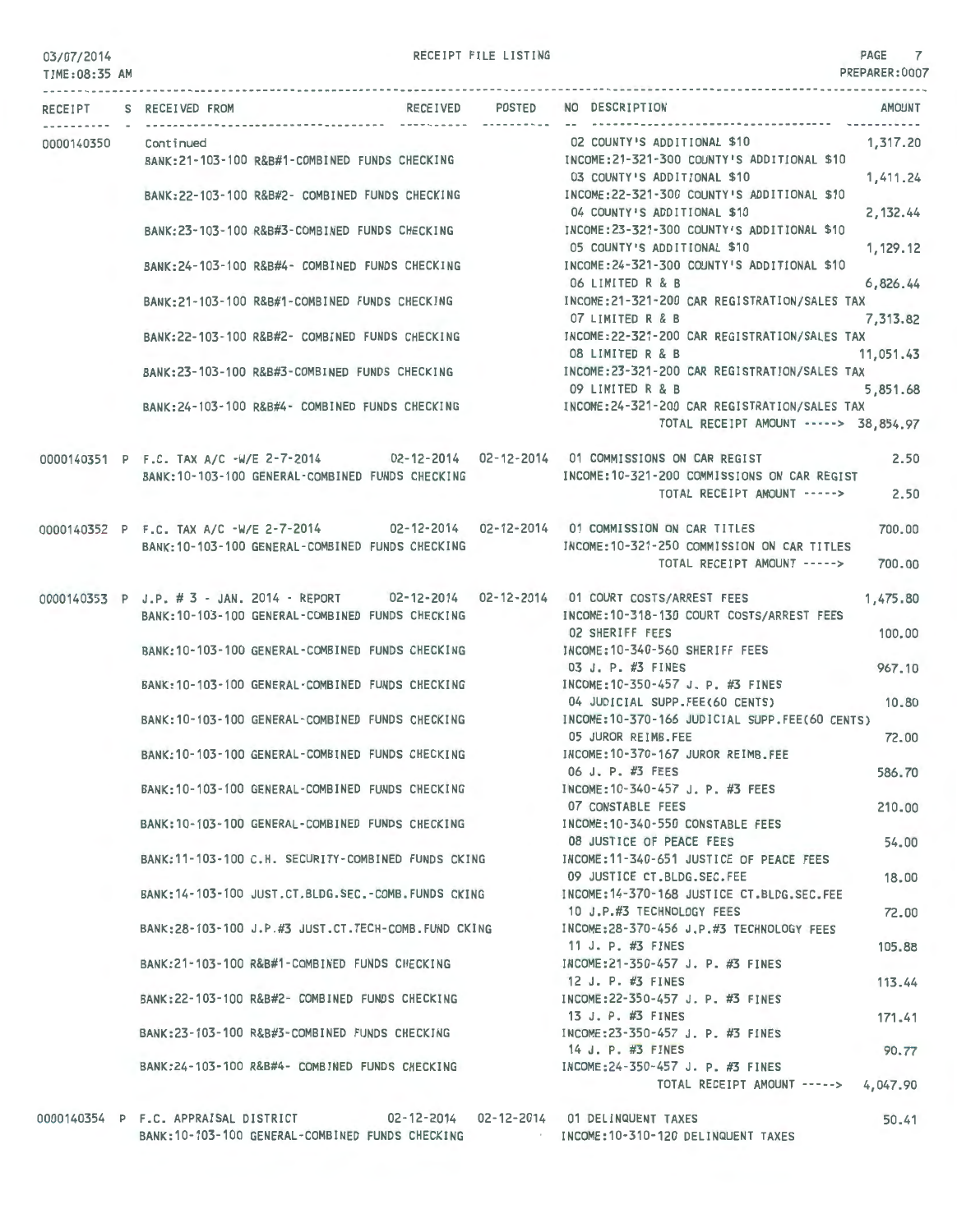03/07/2014 RECEIPT FILE LISTING PAGE 7
TIME:08:35 AM PREPARER:0007

| RECEIPT | S | RECEIVED FROM | RECEIVED | POSTED | NO DESCRIPTION | AMOUNT |
|---|---|---|---|---|---|---|
| 0000140350 | | Continued | | | 02 COUNTY'S ADDITIONAL $10 | 1,317.20 |
| | | BANK:21-103-100 R&B#1-COMBINED FUNDS CHECKING | | | INCOME:21-321-300 COUNTY'S ADDITIONAL $10 | |
| | | | | | 03 COUNTY'S ADDITIONAL $10 | 1,411.24 |
| | | BANK:22-103-100 R&B#2- COMBINED FUNDS CHECKING | | | INCOME:22-321-300 COUNTY'S ADDITIONAL $10 | |
| | | | | | 04 COUNTY'S ADDITIONAL $10 | 2,132.44 |
| | | BANK:23-103-100 R&B#3-COMBINED FUNDS CHECKING | | | INCOME:23-321-300 COUNTY'S ADDITIONAL $10 | |
| | | | | | 05 COUNTY'S ADDITIONAL $10 | 1,129.12 |
| | | BANK:24-103-100 R&B#4- COMBINED FUNDS CHECKING | | | INCOME:24-321-300 COUNTY'S ADDITIONAL $10 | |
| | | | | | 06 LIMITED R & B | 6,826.44 |
| | | BANK:21-103-100 R&B#1-COMBINED FUNDS CHECKING | | | INCOME:21-321-200 CAR REGISTRATION/SALES TAX | |
| | | | | | 07 LIMITED R & B | 7,313.82 |
| | | BANK:22-103-100 R&B#2- COMBINED FUNDS CHECKING | | | INCOME:22-321-200 CAR REGISTRATION/SALES TAX | |
| | | | | | 08 LIMITED R & B | 11,051.43 |
| | | BANK:23-103-100 R&B#3-COMBINED FUNDS CHECKING | | | INCOME:23-321-200 CAR REGISTRATION/SALES TAX | |
| | | | | | 09 LIMITED R & B | 5,851.68 |
| | | BANK:24-103-100 R&B#4- COMBINED FUNDS CHECKING | | | INCOME:24-321-200 CAR REGISTRATION/SALES TAX | |
| | | | | | TOTAL RECEIPT AMOUNT -----> | 38,854.97 |
| 0000140351 | P | F.C. TAX A/C -W/E 2-7-2014 | 02-12-2014 | 02-12-2014 | 01 COMMISSIONS ON CAR REGIST | 2.50 |
| | | BANK:10-103-100 GENERAL-COMBINED FUNDS CHECKING | | | INCOME:10-321-200 COMMISSIONS ON CAR REGIST | |
| | | | | | TOTAL RECEIPT AMOUNT -----> | 2.50 |
| 0000140352 | P | F.C. TAX A/C -W/E 2-7-2014 | 02-12-2014 | 02-12-2014 | 01 COMMISSION ON CAR TITLES | 700.00 |
| | | BANK:10-103-100 GENERAL-COMBINED FUNDS CHECKING | | | INCOME:10-321-250 COMMISSION ON CAR TITLES | |
| | | | | | TOTAL RECEIPT AMOUNT -----> | 700.00 |
| 0000140353 | P | J.P. # 3 - JAN. 2014 - REPORT | 02-12-2014 | 02-12-2014 | 01 COURT COSTS/ARREST FEES | 1,475.80 |
| | | BANK:10-103-100 GENERAL-COMBINED FUNDS CHECKING | | | INCOME:10-318-130 COURT COSTS/ARREST FEES | |
| | | | | | 02 SHERIFF FEES | 100.00 |
| | | BANK:10-103-100 GENERAL-COMBINED FUNDS CHECKING | | | INCOME:10-340-560 SHERIFF FEES | |
| | | | | | 03 J. P. #3 FINES | 967.10 |
| | | BANK:10-103-100 GENERAL-COMBINED FUNDS CHECKING | | | INCOME:10-350-457 J. P. #3 FINES | |
| | | | | | 04 JUDICIAL SUPP.FEE(60 CENTS) | 10.80 |
| | | BANK:10-103-100 GENERAL-COMBINED FUNDS CHECKING | | | INCOME:10-370-166 JUDICIAL SUPP.FEE(60 CENTS) | |
| | | | | | 05 JUROR REIMB.FEE | 72.00 |
| | | BANK:10-103-100 GENERAL-COMBINED FUNDS CHECKING | | | INCOME:10-370-167 JUROR REIMB.FEE | |
| | | | | | 06 J. P. #3 FEES | 586.70 |
| | | BANK:10-103-100 GENERAL-COMBINED FUNDS CHECKING | | | INCOME:10-340-457 J. P. #3 FEES | |
| | | | | | 07 CONSTABLE FEES | 210.00 |
| | | BANK:10-103-100 GENERAL-COMBINED FUNDS CHECKING | | | INCOME:10-340-550 CONSTABLE FEES | |
| | | | | | 08 JUSTICE OF PEACE FEES | 54.00 |
| | | BANK:11-103-100 C.H. SECURITY-COMBINED FUNDS CKING | | | INCOME:11-340-651 JUSTICE OF PEACE FEES | |
| | | | | | 09 JUSTICE CT.BLDG.SEC.FEE | 18.00 |
| | | BANK:14-103-100 JUST.CT.BLDG.SEC.-COMB.FUNDS CKING | | | INCOME:14-370-168 JUSTICE CT.BLDG.SEC.FEE | |
| | | | | | 10 J.P.#3 TECHNOLOGY FEES | 72.00 |
| | | BANK:28-103-100 J.P.#3 JUST.CT.TECH-COMB.FUND CKING | | | INCOME:28-370-456 J.P.#3 TECHNOLOGY FEES | |
| | | | | | 11 J. P. #3 FINES | 105.88 |
| | | BANK:21-103-100 R&B#1-COMBINED FUNDS CHECKING | | | INCOME:21-350-457 J. P. #3 FINES | |
| | | | | | 12 J. P. #3 FINES | 113.44 |
| | | BANK:22-103-100 R&B#2- COMBINED FUNDS CHECKING | | | INCOME:22-350-457 J. P. #3 FINES | |
| | | | | | 13 J. P. #3 FINES | 171.41 |
| | | BANK:23-103-100 R&B#3-COMBINED FUNDS CHECKING | | | INCOME:23-350-457 J. P. #3 FINES | |
| | | | | | 14 J. P. #3 FINES | 90.77 |
| | | BANK:24-103-100 R&B#4- COMBINED FUNDS CHECKING | | | INCOME:24-350-457 J. P. #3 FINES | |
| | | | | | TOTAL RECEIPT AMOUNT -----> | 4,047.90 |
| 0000140354 | P | F.C. APPRAISAL DISTRICT | 02-12-2014 | 02-12-2014 | 01 DELINQUENT TAXES | 50.41 |
| | | BANK:10-103-100 GENERAL-COMBINED FUNDS CHECKING | | | INCOME:10-310-120 DELINQUENT TAXES | |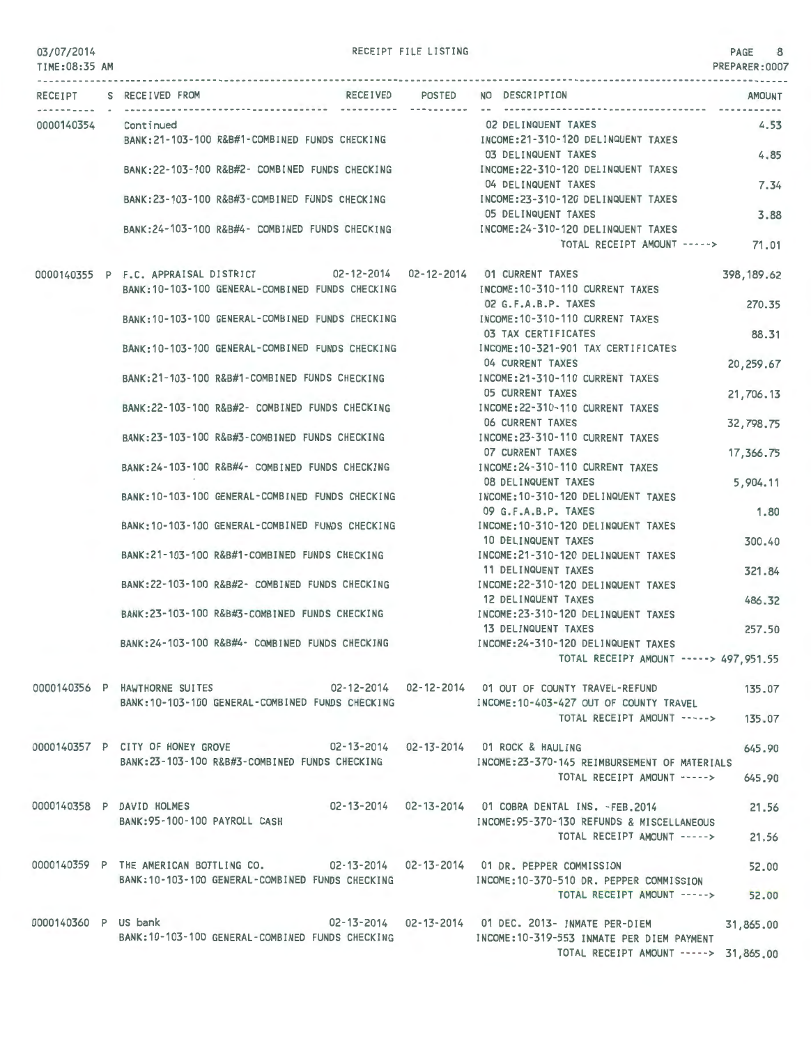RECEIPT FILE LISTING

03/07/2014
TIME:08:35 AM

| RECEIPT | S | RECEIVED FROM | RECEIVED | POSTED | NO | DESCRIPTION | AMOUNT |
|---|---|---|---|---|---|---|---|
| 0000140354 | | Continued | | | 02 | DELINQUENT TAXES | 4.53 |
| | | BANK:21-103-100 R&B#1-COMBINED FUNDS CHECKING | | | | INCOME:21-310-120 DELINQUENT TAXES | |
| | | | | | 03 | DELINQUENT TAXES | 4.85 |
| | | BANK:22-103-100 R&B#2- COMBINED FUNDS CHECKING | | | | INCOME:22-310-120 DELINQUENT TAXES | |
| | | | | | 04 | DELINQUENT TAXES | 7.34 |
| | | BANK:23-103-100 R&B#3-COMBINED FUNDS CHECKING | | | | INCOME:23-310-120 DELINQUENT TAXES | |
| | | | | | 05 | DELINQUENT TAXES | 3.88 |
| | | BANK:24-103-100 R&B#4- COMBINED FUNDS CHECKING | | | | INCOME:24-310-120 DELINQUENT TAXES | |
| | | | | | | TOTAL RECEIPT AMOUNT -----> | 71.01 |
| 0000140355 | P | F.C. APPRAISAL DISTRICT | 02-12-2014 | 02-12-2014 | 01 | CURRENT TAXES | 398,189.62 |
| | | BANK:10-103-100 GENERAL-COMBINED FUNDS CHECKING | | | | INCOME:10-310-110 CURRENT TAXES | |
| | | | | | 02 | G.F.A.B.P. TAXES | 270.35 |
| | | BANK:10-103-100 GENERAL-COMBINED FUNDS CHECKING | | | | INCOME:10-310-110 CURRENT TAXES | |
| | | | | | 03 | TAX CERTIFICATES | 88.31 |
| | | BANK:10-103-100 GENERAL-COMBINED FUNDS CHECKING | | | | INCOME:10-321-901 TAX CERTIFICATES | |
| | | | | | 04 | CURRENT TAXES | 20,259.67 |
| | | BANK:21-103-100 R&B#1-COMBINED FUNDS CHECKING | | | | INCOME:21-310-110 CURRENT TAXES | |
| | | | | | 05 | CURRENT TAXES | 21,706.13 |
| | | BANK:22-103-100 R&B#2- COMBINED FUNDS CHECKING | | | | INCOME:22-310-110 CURRENT TAXES | |
| | | | | | 06 | CURRENT TAXES | 32,798.75 |
| | | BANK:23-103-100 R&B#3-COMBINED FUNDS CHECKING | | | | INCOME:23-310-110 CURRENT TAXES | |
| | | | | | 07 | CURRENT TAXES | 17,366.75 |
| | | BANK:24-103-100 R&B#4- COMBINED FUNDS CHECKING | | | | INCOME:24-310-110 CURRENT TAXES | |
| | | | | | 08 | DELINQUENT TAXES | 5,904.11 |
| | | BANK:10-103-100 GENERAL-COMBINED FUNDS CHECKING | | | | INCOME:10-310-120 DELINQUENT TAXES | |
| | | | | | 09 | G.F.A.B.P. TAXES | 1.80 |
| | | BANK:10-103-100 GENERAL-COMBINED FUNDS CHECKING | | | | INCOME:10-310-120 DELINQUENT TAXES | |
| | | | | | 10 | DELINQUENT TAXES | 300.40 |
| | | BANK:21-103-100 R&B#1-COMBINED FUNDS CHECKING | | | | INCOME:21-310-120 DELINQUENT TAXES | |
| | | | | | 11 | DELINQUENT TAXES | 321.84 |
| | | BANK:22-103-100 R&B#2- COMBINED FUNDS CHECKING | | | | INCOME:22-310-120 DELINQUENT TAXES | |
| | | | | | 12 | DELINQUENT TAXES | 486.32 |
| | | BANK:23-103-100 R&B#3-COMBINED FUNDS CHECKING | | | | INCOME:23-310-120 DELINQUENT TAXES | |
| | | | | | 13 | DELINQUENT TAXES | 257.50 |
| | | BANK:24-103-100 R&B#4- COMBINED FUNDS CHECKING | | | | INCOME:24-310-120 DELINQUENT TAXES | |
| | | | | | | TOTAL RECEIPT AMOUNT -----> | 497,951.55 |
| 0000140356 | P | HAWTHORNE SUITES | 02-12-2014 | 02-12-2014 | 01 | OUT OF COUNTY TRAVEL-REFUND | 135.07 |
| | | BANK:10-103-100 GENERAL-COMBINED FUNDS CHECKING | | | | INCOME:10-403-427 OUT OF COUNTY TRAVEL | |
| | | | | | | TOTAL RECEIPT AMOUNT -----> | 135.07 |
| 0000140357 | P | CITY OF HONEY GROVE | 02-13-2014 | 02-13-2014 | 01 | ROCK & HAULING | 645.90 |
| | | BANK:23-103-100 R&B#3-COMBINED FUNDS CHECKING | | | | INCOME:23-370-145 REIMBURSEMENT OF MATERIALS | |
| | | | | | | TOTAL RECEIPT AMOUNT -----> | 645.90 |
| 0000140358 | P | DAVID HOLMES | 02-13-2014 | 02-13-2014 | 01 | COBRA DENTAL INS. -FEB.2014 | 21.56 |
| | | BANK:95-100-100 PAYROLL CASH | | | | INCOME:95-370-130 REFUNDS & MISCELLANEOUS | |
| | | | | | | TOTAL RECEIPT AMOUNT -----> | 21.56 |
| 0000140359 | P | THE AMERICAN BOTTLING CO. | 02-13-2014 | 02-13-2014 | 01 | DR. PEPPER COMMISSION | 52.00 |
| | | BANK:10-103-100 GENERAL-COMBINED FUNDS CHECKING | | | | INCOME:10-370-510 DR. PEPPER COMMISSION | |
| | | | | | | TOTAL RECEIPT AMOUNT -----> | 52.00 |
| 0000140360 | P | US bank | 02-13-2014 | 02-13-2014 | 01 | DEC. 2013- INMATE PER-DIEM | 31,865.00 |
| | | BANK:10-103-100 GENERAL-COMBINED FUNDS CHECKING | | | | INCOME:10-319-553 INMATE PER DIEM PAYMENT | |
| | | | | | | TOTAL RECEIPT AMOUNT -----> | 31,865.00 |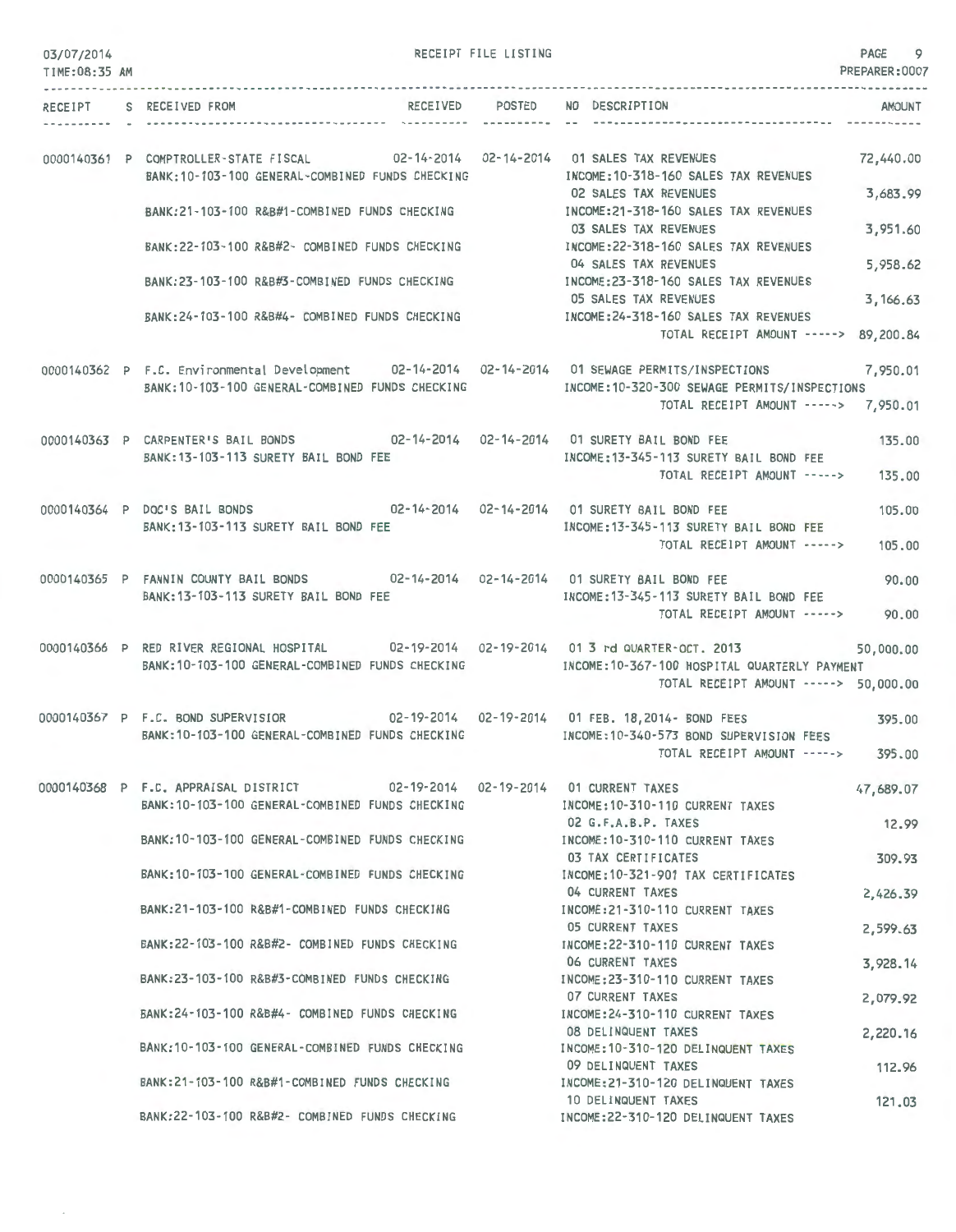03/07/2014 RECEIPT FILE LISTING
TIME:08:35 AM PREPARER:0007

| RECEIPT | S | RECEIVED FROM | RECEIVED | POSTED | NO | DESCRIPTION | AMOUNT |
|---|---|---|---|---|---|---|---|
| 0000140361 | P | COMPTROLLER-STATE FISCAL | 02-14-2014 | 02-14-2014 | 01 | SALES TAX REVENUES | 72,440.00 |
| | | BANK:10-103-100 GENERAL-COMBINED FUNDS CHECKING | | | | INCOME:10-318-160 SALES TAX REVENUES | |
| | | | | | 02 | SALES TAX REVENUES | 3,683.99 |
| | | BANK:21-103-100 R&B#1-COMBINED FUNDS CHECKING | | | | INCOME:21-318-160 SALES TAX REVENUES | |
| | | | | | 03 | SALES TAX REVENUES | 3,951.60 |
| | | BANK:22-103-100 R&B#2- COMBINED FUNDS CHECKING | | | | INCOME:22-318-160 SALES TAX REVENUES | |
| | | | | | 04 | SALES TAX REVENUES | 5,958.62 |
| | | BANK:23-103-100 R&B#3-COMBINED FUNDS CHECKING | | | | INCOME:23-318-160 SALES TAX REVENUES | |
| | | | | | 05 | SALES TAX REVENUES | 3,166.63 |
| | | BANK:24-103-100 R&B#4- COMBINED FUNDS CHECKING | | | | INCOME:24-318-160 SALES TAX REVENUES | |
| | | | | | | TOTAL RECEIPT AMOUNT -----> | 89,200.84 |
| 0000140362 | P | F.C. Environmental Development | 02-14-2014 | 02-14-2014 | 01 | SEWAGE PERMITS/INSPECTIONS | 7,950.01 |
| | | BANK:10-103-100 GENERAL-COMBINED FUNDS CHECKING | | | | INCOME:10-320-300 SEWAGE PERMITS/INSPECTIONS | |
| | | | | | | TOTAL RECEIPT AMOUNT -----> | 7,950.01 |
| 0000140363 | P | CARPENTER'S BAIL BONDS | 02-14-2014 | 02-14-2014 | 01 | SURETY BAIL BOND FEE | 135.00 |
| | | BANK:13-103-113 SURETY BAIL BOND FEE | | | | INCOME:13-345-113 SURETY BAIL BOND FEE | |
| | | | | | | TOTAL RECEIPT AMOUNT -----> | 135.00 |
| 0000140364 | P | DOC'S BAIL BONDS | 02-14-2014 | 02-14-2014 | 01 | SURETY BAIL BOND FEE | 105.00 |
| | | BANK:13-103-113 SURETY BAIL BOND FEE | | | | INCOME:13-345-113 SURETY BAIL BOND FEE | |
| | | | | | | TOTAL RECEIPT AMOUNT -----> | 105.00 |
| 0000140365 | P | FANNIN COUNTY BAIL BONDS | 02-14-2014 | 02-14-2014 | 01 | SURETY BAIL BOND FEE | 90.00 |
| | | BANK:13-103-113 SURETY BAIL BOND FEE | | | | INCOME:13-345-113 SURETY BAIL BOND FEE | |
| | | | | | | TOTAL RECEIPT AMOUNT -----> | 90.00 |
| 0000140366 | P | RED RIVER REGIONAL HOSPITAL | 02-19-2014 | 02-19-2014 | 01 | 3 rd QUARTER-OCT. 2013 | 50,000.00 |
| | | BANK:10-103-100 GENERAL-COMBINED FUNDS CHECKING | | | | INCOME:10-367-100 HOSPITAL QUARTERLY PAYMENT | |
| | | | | | | TOTAL RECEIPT AMOUNT -----> | 50,000.00 |
| 0000140367 | P | F.C. BOND SUPERVISIOR | 02-19-2014 | 02-19-2014 | 01 | FEB. 18,2014- BOND FEES | 395.00 |
| | | BANK:10-103-100 GENERAL-COMBINED FUNDS CHECKING | | | | INCOME:10-340-573 BOND SUPERVISION FEES | |
| | | | | | | TOTAL RECEIPT AMOUNT -----> | 395.00 |
| 0000140368 | P | F.C. APPRAISAL DISTRICT | 02-19-2014 | 02-19-2014 | 01 | CURRENT TAXES | 47,689.07 |
| | | BANK:10-103-100 GENERAL-COMBINED FUNDS CHECKING | | | | INCOME:10-310-110 CURRENT TAXES | |
| | | | | | 02 | G.F.A.B.P. TAXES | 12.99 |
| | | BANK:10-103-100 GENERAL-COMBINED FUNDS CHECKING | | | | INCOME:10-310-110 CURRENT TAXES | |
| | | | | | 03 | TAX CERTIFICATES | 309.93 |
| | | BANK:10-103-100 GENERAL-COMBINED FUNDS CHECKING | | | | INCOME:10-321-901 TAX CERTIFICATES | |
| | | | | | 04 | CURRENT TAXES | 2,426.39 |
| | | BANK:21-103-100 R&B#1-COMBINED FUNDS CHECKING | | | | INCOME:21-310-110 CURRENT TAXES | |
| | | | | | 05 | CURRENT TAXES | 2,599.63 |
| | | BANK:22-103-100 R&B#2- COMBINED FUNDS CHECKING | | | | INCOME:22-310-110 CURRENT TAXES | |
| | | | | | 06 | CURRENT TAXES | 3,928.14 |
| | | BANK:23-103-100 R&B#3-COMBINED FUNDS CHECKING | | | | INCOME:23-310-110 CURRENT TAXES | |
| | | | | | 07 | CURRENT TAXES | 2,079.92 |
| | | BANK:24-103-100 R&B#4- COMBINED FUNDS CHECKING | | | | INCOME:24-310-110 CURRENT TAXES | |
| | | | | | 08 | DELINQUENT TAXES | 2,220.16 |
| | | BANK:10-103-100 GENERAL-COMBINED FUNDS CHECKING | | | | INCOME:10-310-120 DELINQUENT TAXES | |
| | | | | | 09 | DELINQUENT TAXES | 112.96 |
| | | BANK:21-103-100 R&B#1-COMBINED FUNDS CHECKING | | | | INCOME:21-310-120 DELINQUENT TAXES | |
| | | | | | 10 | DELINQUENT TAXES | 121.03 |
| | | BANK:22-103-100 R&B#2- COMBINED FUNDS CHECKING | | | | INCOME:22-310-120 DELINQUENT TAXES | |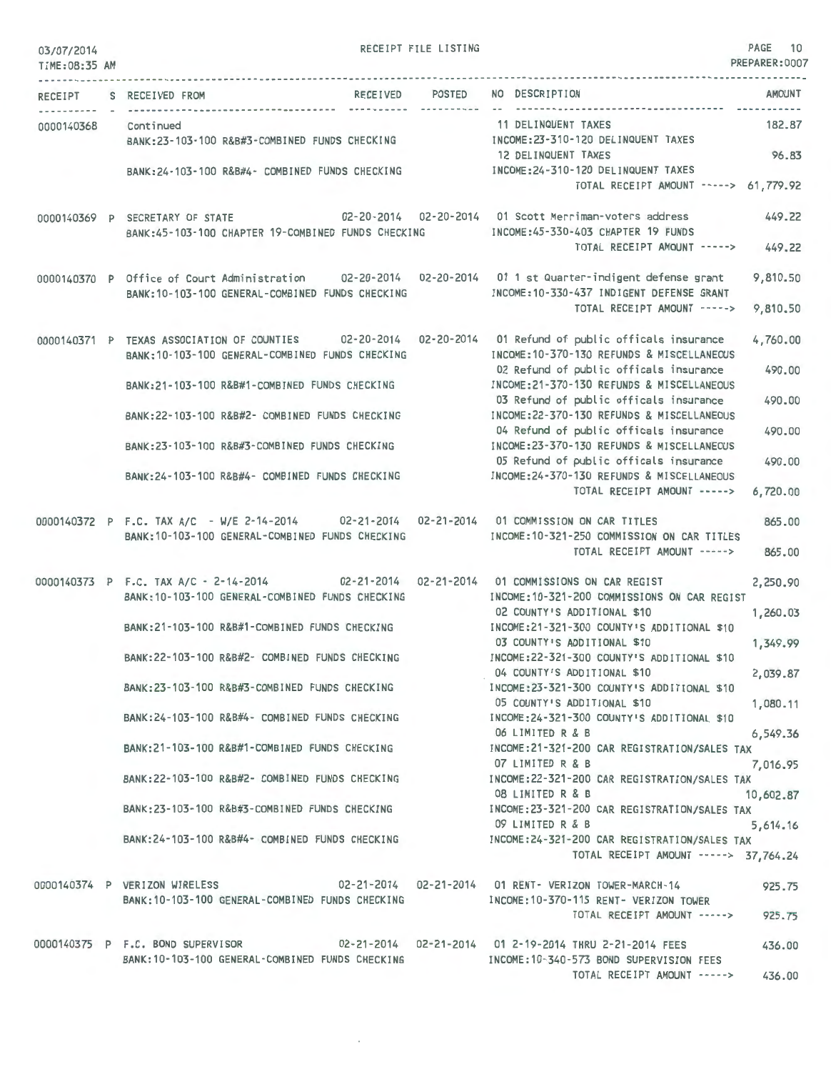RECEIPT FILE LISTING

03/07/2014
TIME:08:35 AM

PREPARER:0007

| RECEIPT | S | RECEIVED FROM | RECEIVED | POSTED | NO DESCRIPTION | AMOUNT |
|---|---|---|---|---|---|---|
| 0000140368 | | Continued | | | 11 DELINQUENT TAXES | 182.87 |
| | | BANK:23-103-100 R&B#3-COMBINED FUNDS CHECKING | | | INCOME:23-310-120 DELINQUENT TAXES | |
| | | | | | 12 DELINQUENT TAXES | 96.83 |
| | | BANK:24-103-100 R&B#4- COMBINED FUNDS CHECKING | | | INCOME:24-310-120 DELINQUENT TAXES | |
| | | | | | TOTAL RECEIPT AMOUNT -----> | 61,779.92 |
| 0000140369 | P | SECRETARY OF STATE | 02-20-2014 | 02-20-2014 | 01 Scott Merriman-voters address | 449.22 |
| | | BANK:45-103-100 CHAPTER 19-COMBINED FUNDS CHECKING | | | INCOME:45-330-403 CHAPTER 19 FUNDS | |
| | | | | | TOTAL RECEIPT AMOUNT -----> | 449.22 |
| 0000140370 | P | Office of Court Administration | 02-20-2014 | 02-20-2014 | 01 1 st Quarter-indigent defense grant | 9,810.50 |
| | | BANK:10-103-100 GENERAL-COMBINED FUNDS CHECKING | | | INCOME:10-330-437 INDIGENT DEFENSE GRANT | |
| | | | | | TOTAL RECEIPT AMOUNT -----> | 9,810.50 |
| 0000140371 | P | TEXAS ASSOCIATION OF COUNTIES | 02-20-2014 | 02-20-2014 | 01 Refund of public officals insurance | 4,760.00 |
| | | BANK:10-103-100 GENERAL-COMBINED FUNDS CHECKING | | | INCOME:10-370-130 REFUNDS & MISCELLANEOUS | |
| | | | | | 02 Refund of public officals insurance | 490.00 |
| | | BANK:21-103-100 R&B#1-COMBINED FUNDS CHECKING | | | INCOME:21-370-130 REFUNDS & MISCELLANEOUS | |
| | | | | | 03 Refund of public officals insurance | 490.00 |
| | | BANK:22-103-100 R&B#2- COMBINED FUNDS CHECKING | | | INCOME:22-370-130 REFUNDS & MISCELLANEOUS | |
| | | | | | 04 Refund of public officals insurance | 490.00 |
| | | BANK:23-103-100 R&B#3-COMBINED FUNDS CHECKING | | | INCOME:23-370-130 REFUNDS & MISCELLANEOUS | |
| | | | | | 05 Refund of public officals insurance | 490.00 |
| | | BANK:24-103-100 R&B#4- COMBINED FUNDS CHECKING | | | INCOME:24-370-130 REFUNDS & MISCELLANEOUS | |
| | | | | | TOTAL RECEIPT AMOUNT -----> | 6,720.00 |
| 0000140372 | P | F.C. TAX A/C - W/E 2-14-2014 | 02-21-2014 | 02-21-2014 | 01 COMMISSION ON CAR TITLES | 865.00 |
| | | BANK:10-103-100 GENERAL-COMBINED FUNDS CHECKING | | | INCOME:10-321-250 COMMISSION ON CAR TITLES | |
| | | | | | TOTAL RECEIPT AMOUNT -----> | 865.00 |
| 0000140373 | P | F.C. TAX A/C - 2-14-2014 | 02-21-2014 | 02-21-2014 | 01 COMMISSIONS ON CAR REGIST | 2,250.90 |
| | | BANK:10-103-100 GENERAL-COMBINED FUNDS CHECKING | | | INCOME:10-321-200 COMMISSIONS ON CAR REGIST | |
| | | | | | 02 COUNTY'S ADDITIONAL $10 | 1,260.03 |
| | | BANK:21-103-100 R&B#1-COMBINED FUNDS CHECKING | | | INCOME:21-321-300 COUNTY'S ADDITIONAL $10 | |
| | | | | | 03 COUNTY'S ADDITIONAL $10 | 1,349.99 |
| | | BANK:22-103-100 R&B#2- COMBINED FUNDS CHECKING | | | INCOME:22-321-300 COUNTY'S ADDITIONAL $10 | |
| | | | | | 04 COUNTY'S ADDITIONAL $10 | 2,039.87 |
| | | BANK:23-103-100 R&B#3-COMBINED FUNDS CHECKING | | | INCOME:23-321-300 COUNTY'S ADDITIONAL $10 | |
| | | | | | 05 COUNTY'S ADDITIONAL $10 | 1,080.11 |
| | | BANK:24-103-100 R&B#4- COMBINED FUNDS CHECKING | | | INCOME:24-321-300 COUNTY'S ADDITIONAL $10 | |
| | | | | | 06 LIMITED R & B | 6,549.36 |
| | | BANK:21-103-100 R&B#1-COMBINED FUNDS CHECKING | | | INCOME:21-321-200 CAR REGISTRATION/SALES TAX | |
| | | | | | 07 LIMITED R & B | 7,016.95 |
| | | BANK:22-103-100 R&B#2- COMBINED FUNDS CHECKING | | | INCOME:22-321-200 CAR REGISTRATION/SALES TAX | |
| | | | | | 08 LIMITED R & B | 10,602.87 |
| | | BANK:23-103-100 R&B#3-COMBINED FUNDS CHECKING | | | INCOME:23-321-200 CAR REGISTRATION/SALES TAX | |
| | | | | | 09 LIMITED R & B | 5,614.16 |
| | | BANK:24-103-100 R&B#4- COMBINED FUNDS CHECKING | | | INCOME:24-321-200 CAR REGISTRATION/SALES TAX | |
| | | | | | TOTAL RECEIPT AMOUNT -----> | 37,764.24 |
| 0000140374 | P | VERIZON WIRELESS | 02-21-2014 | 02-21-2014 | 01 RENT- VERIZON TOWER-MARCH-14 | 925.75 |
| | | BANK:10-103-100 GENERAL-COMBINED FUNDS CHECKING | | | INCOME:10-370-115 RENT- VERIZON TOWER | |
| | | | | | TOTAL RECEIPT AMOUNT -----> | 925.75 |
| 0000140375 | P | F.C. BOND SUPERVISOR | 02-21-2014 | 02-21-2014 | 01 2-19-2014 THRU 2-21-2014 FEES | 436.00 |
| | | BANK:10-103-100 GENERAL-COMBINED FUNDS CHECKING | | | INCOME:10-340-573 BOND SUPERVISION FEES | |
| | | | | | TOTAL RECEIPT AMOUNT -----> | 436.00 |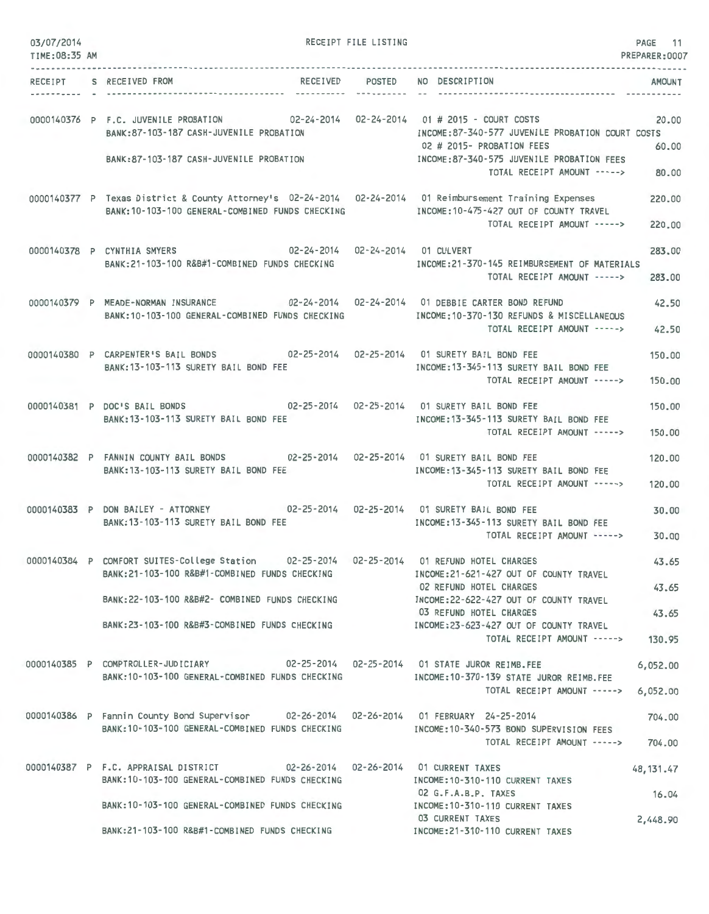RECEIPT FILE LISTING

03/07/2014
TIME:08:35 AM

PREPARER:0007

| RECEIPT | S | RECEIVED FROM | RECEIVED | POSTED | NO | DESCRIPTION | AMOUNT |
|---|---|---|---|---|---|---|---|
| 0000140376 | P | F.C. JUVENILE PROBATION | 02-24-2014 | 02-24-2014 | 01 | # 2015 - COURT COSTS | 20.00 |
| | | BANK:87-103-187 CASH-JUVENILE PROBATION | | | | INCOME:87-340-577 JUVENILE PROBATION COURT COSTS | |
| | | | | | 02 | # 2015- PROBATION FEES | 60.00 |
| | | BANK:87-103-187 CASH-JUVENILE PROBATION | | | | INCOME:87-340-575 JUVENILE PROBATION FEES | |
| | | | | | | TOTAL RECEIPT AMOUNT -----> | 80.00 |
| 0000140377 | P | Texas District & County Attorney's | 02-24-2014 | 02-24-2014 | 01 | Reimbursement Training Expenses | 220.00 |
| | | BANK:10-103-100 GENERAL-COMBINED FUNDS CHECKING | | | | INCOME:10-475-427 OUT OF COUNTY TRAVEL | |
| | | | | | | TOTAL RECEIPT AMOUNT -----> | 220.00 |
| 0000140378 | P | CYNTHIA SMYERS | 02-24-2014 | 02-24-2014 | 01 | CULVERT | 283.00 |
| | | BANK:21-103-100 R&B#1-COMBINED FUNDS CHECKING | | | | INCOME:21-370-145 REIMBURSEMENT OF MATERIALS | |
| | | | | | | TOTAL RECEIPT AMOUNT -----> | 283.00 |
| 0000140379 | P | MEADE-NORMAN INSURANCE | 02-24-2014 | 02-24-2014 | 01 | DEBBIE CARTER BOND REFUND | 42.50 |
| | | BANK:10-103-100 GENERAL-COMBINED FUNDS CHECKING | | | | INCOME:10-370-130 REFUNDS & MISCELLANEOUS | |
| | | | | | | TOTAL RECEIPT AMOUNT -----> | 42.50 |
| 0000140380 | P | CARPENTER'S BAIL BONDS | 02-25-2014 | 02-25-2014 | 01 | SURETY BAIL BOND FEE | 150.00 |
| | | BANK:13-103-113 SURETY BAIL BOND FEE | | | | INCOME:13-345-113 SURETY BAIL BOND FEE | |
| | | | | | | TOTAL RECEIPT AMOUNT -----> | 150.00 |
| 0000140381 | P | DOC'S BAIL BONDS | 02-25-2014 | 02-25-2014 | 01 | SURETY BAIL BOND FEE | 150.00 |
| | | BANK:13-103-113 SURETY BAIL BOND FEE | | | | INCOME:13-345-113 SURETY BAIL BOND FEE | |
| | | | | | | TOTAL RECEIPT AMOUNT -----> | 150.00 |
| 0000140382 | P | FANNIN COUNTY BAIL BONDS | 02-25-2014 | 02-25-2014 | 01 | SURETY BAIL BOND FEE | 120.00 |
| | | BANK:13-103-113 SURETY BAIL BOND FEE | | | | INCOME:13-345-113 SURETY BAIL BOND FEE | |
| | | | | | | TOTAL RECEIPT AMOUNT -----> | 120.00 |
| 0000140383 | P | DON BAILEY - ATTORNEY | 02-25-2014 | 02-25-2014 | 01 | SURETY BAIL BOND FEE | 30.00 |
| | | BANK:13-103-113 SURETY BAIL BOND FEE | | | | INCOME:13-345-113 SURETY BAIL BOND FEE | |
| | | | | | | TOTAL RECEIPT AMOUNT -----> | 30.00 |
| 0000140384 | P | COMFORT SUITES-College Station | 02-25-2014 | 02-25-2014 | 01 | REFUND HOTEL CHARGES | 43.65 |
| | | BANK:21-103-100 R&B#1-COMBINED FUNDS CHECKING | | | | INCOME:21-621-427 OUT OF COUNTY TRAVEL | |
| | | | | | 02 | REFUND HOTEL CHARGES | 43.65 |
| | | BANK:22-103-100 R&B#2- COMBINED FUNDS CHECKING | | | | INCOME:22-622-427 OUT OF COUNTY TRAVEL | |
| | | | | | 03 | REFUND HOTEL CHARGES | 43.65 |
| | | BANK:23-103-100 R&B#3-COMBINED FUNDS CHECKING | | | | INCOME:23-623-427 OUT OF COUNTY TRAVEL | |
| | | | | | | TOTAL RECEIPT AMOUNT -----> | 130.95 |
| 0000140385 | P | COMPTROLLER-JUDICIARY | 02-25-2014 | 02-25-2014 | 01 | STATE JUROR REIMB.FEE | 6,052.00 |
| | | BANK:10-103-100 GENERAL-COMBINED FUNDS CHECKING | | | | INCOME:10-370-139 STATE JUROR REIMB.FEE | |
| | | | | | | TOTAL RECEIPT AMOUNT -----> | 6,052.00 |
| 0000140386 | P | Fannin County Bond Supervisor | 02-26-2014 | 02-26-2014 | 01 | FEBRUARY 24-25-2014 | 704.00 |
| | | BANK:10-103-100 GENERAL-COMBINED FUNDS CHECKING | | | | INCOME:10-340-573 BOND SUPERVISION FEES | |
| | | | | | | TOTAL RECEIPT AMOUNT -----> | 704.00 |
| 0000140387 | P | F.C. APPRAISAL DISTRICT | 02-26-2014 | 02-26-2014 | 01 | CURRENT TAXES | 48,131.47 |
| | | BANK:10-103-100 GENERAL-COMBINED FUNDS CHECKING | | | | INCOME:10-310-110 CURRENT TAXES | |
| | | | | | 02 | G.F.A.B.P. TAXES | 16.04 |
| | | BANK:10-103-100 GENERAL-COMBINED FUNDS CHECKING | | | | INCOME:10-310-110 CURRENT TAXES | |
| | | | | | 03 | CURRENT TAXES | 2,448.90 |
| | | BANK:21-103-100 R&B#1-COMBINED FUNDS CHECKING | | | | INCOME:21-310-110 CURRENT TAXES | |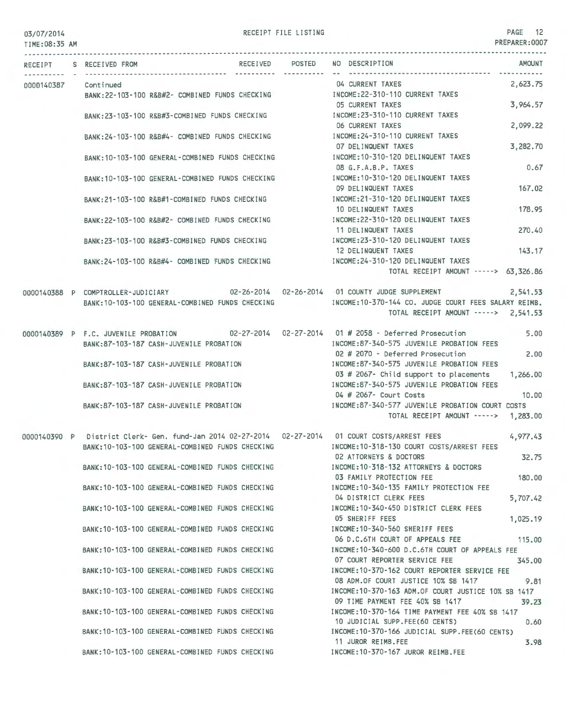# RECEIPT FILE LISTING

03/07/2014
TIME:08:35 AM

PREPARER:0007

| RECEIPT | S | RECEIVED FROM | RECEIVED | POSTED | NO DESCRIPTION | AMOUNT |
|---|---|---|---|---|---|---|
| 0000140387 | | Continued | | | 04 CURRENT TAXES | 2,623.75 |
| | | BANK:22-103-100 R&B#2- COMBINED FUNDS CHECKING | | | INCOME:22-310-110 CURRENT TAXES | |
| | | | | | 05 CURRENT TAXES | 3,964.57 |
| | | BANK:23-103-100 R&B#3-COMBINED FUNDS CHECKING | | | INCOME:23-310-110 CURRENT TAXES | |
| | | | | | 06 CURRENT TAXES | 2,099.22 |
| | | BANK:24-103-100 R&B#4- COMBINED FUNDS CHECKING | | | INCOME:24-310-110 CURRENT TAXES | |
| | | | | | 07 DELINQUENT TAXES | 3,282.70 |
| | | BANK:10-103-100 GENERAL-COMBINED FUNDS CHECKING | | | INCOME:10-310-120 DELINQUENT TAXES | |
| | | | | | 08 G.F.A.B.P. TAXES | 0.67 |
| | | BANK:10-103-100 GENERAL-COMBINED FUNDS CHECKING | | | INCOME:10-310-120 DELINQUENT TAXES | |
| | | | | | 09 DELINQUENT TAXES | 167.02 |
| | | BANK:21-103-100 R&B#1-COMBINED FUNDS CHECKING | | | INCOME:21-310-120 DELINQUENT TAXES | |
| | | | | | 10 DELINQUENT TAXES | 178.95 |
| | | BANK:22-103-100 R&B#2- COMBINED FUNDS CHECKING | | | INCOME:22-310-120 DELINQUENT TAXES | |
| | | | | | 11 DELINQUENT TAXES | 270.40 |
| | | BANK:23-103-100 R&B#3-COMBINED FUNDS CHECKING | | | INCOME:23-310-120 DELINQUENT TAXES | |
| | | | | | 12 DELINQUENT TAXES | 143.17 |
| | | BANK:24-103-100 R&B#4- COMBINED FUNDS CHECKING | | | INCOME:24-310-120 DELINQUENT TAXES | |
| | | | | | TOTAL RECEIPT AMOUNT -----> | 63,326.86 |
| 0000140388 | P | COMPTROLLER-JUDICIARY | 02-26-2014 | 02-26-2014 | 01 COUNTY JUDGE SUPPLEMENT | 2,541.53 |
| | | BANK:10-103-100 GENERAL-COMBINED FUNDS CHECKING | | | INCOME:10-370-144 CO. JUDGE COURT FEES SALARY REIMB. | |
| | | | | | TOTAL RECEIPT AMOUNT -----> | 2,541.53 |
| 0000140389 | P | F.C. JUVENILE PROBATION | 02-27-2014 | 02-27-2014 | 01 # 2058 - Deferred Prosecution | 5.00 |
| | | BANK:87-103-187 CASH-JUVENILE PROBATION | | | INCOME:87-340-575 JUVENILE PROBATION FEES | |
| | | | | | 02 # 2070 - Deferred Prosecution | 2.00 |
| | | BANK:87-103-187 CASH-JUVENILE PROBATION | | | INCOME:87-340-575 JUVENILE PROBATION FEES | |
| | | | | | 03 # 2067- Child support to placements | 1,266.00 |
| | | BANK:87-103-187 CASH-JUVENILE PROBATION | | | INCOME:87-340-575 JUVENILE PROBATION FEES | |
| | | | | | 04 # 2067- Court Costs | 10.00 |
| | | BANK:87-103-187 CASH-JUVENILE PROBATION | | | INCOME:87-340-577 JUVENILE PROBATION COURT COSTS | |
| | | | | | TOTAL RECEIPT AMOUNT -----> | 1,283.00 |
| 0000140390 | P | District Clerk- Gen. fund-Jan 2014 | 02-27-2014 | 02-27-2014 | 01 COURT COSTS/ARREST FEES | 4,977.43 |
| | | BANK:10-103-100 GENERAL-COMBINED FUNDS CHECKING | | | INCOME:10-318-130 COURT COSTS/ARREST FEES | |
| | | | | | 02 ATTORNEYS & DOCTORS | 32.75 |
| | | BANK:10-103-100 GENERAL-COMBINED FUNDS CHECKING | | | INCOME:10-318-132 ATTORNEYS & DOCTORS | |
| | | | | | 03 FAMILY PROTECTION FEE | 180.00 |
| | | BANK:10-103-100 GENERAL-COMBINED FUNDS CHECKING | | | INCOME:10-340-135 FAMILY PROTECTION FEE | |
| | | | | | 04 DISTRICT CLERK FEES | 5,707.42 |
| | | BANK:10-103-100 GENERAL-COMBINED FUNDS CHECKING | | | INCOME:10-340-450 DISTRICT CLERK FEES | |
| | | | | | 05 SHERIFF FEES | 1,025.19 |
| | | BANK:10-103-100 GENERAL-COMBINED FUNDS CHECKING | | | INCOME:10-340-560 SHERIFF FEES | |
| | | | | | 06 D.C.6TH COURT OF APPEALS FEE | 115.00 |
| | | BANK:10-103-100 GENERAL-COMBINED FUNDS CHECKING | | | INCOME:10-340-600 D.C.6TH COURT OF APPEALS FEE | |
| | | | | | 07 COURT REPORTER SERVICE FEE | 345.00 |
| | | BANK:10-103-100 GENERAL-COMBINED FUNDS CHECKING | | | INCOME:10-370-162 COURT REPORTER SERVICE FEE | |
| | | | | | 08 ADM.OF COURT JUSTICE 10% SB 1417 | 9.81 |
| | | BANK:10-103-100 GENERAL-COMBINED FUNDS CHECKING | | | INCOME:10-370-163 ADM.OF COURT JUSTICE 10% SB 1417 | |
| | | | | | 09 TIME PAYMENT FEE 40% SB 1417 | 39.23 |
| | | BANK:10-103-100 GENERAL-COMBINED FUNDS CHECKING | | | INCOME:10-370-164 TIME PAYMENT FEE 40% SB 1417 | |
| | | | | | 10 JUDICIAL SUPP.FEE(60 CENTS) | 0.60 |
| | | BANK:10-103-100 GENERAL-COMBINED FUNDS CHECKING | | | INCOME:10-370-166 JUDICIAL SUPP.FEE(60 CENTS) | |
| | | | | | 11 JUROR REIMB.FEE | 3.98 |
| | | BANK:10-103-100 GENERAL-COMBINED FUNDS CHECKING | | | INCOME:10-370-167 JUROR REIMB.FEE | |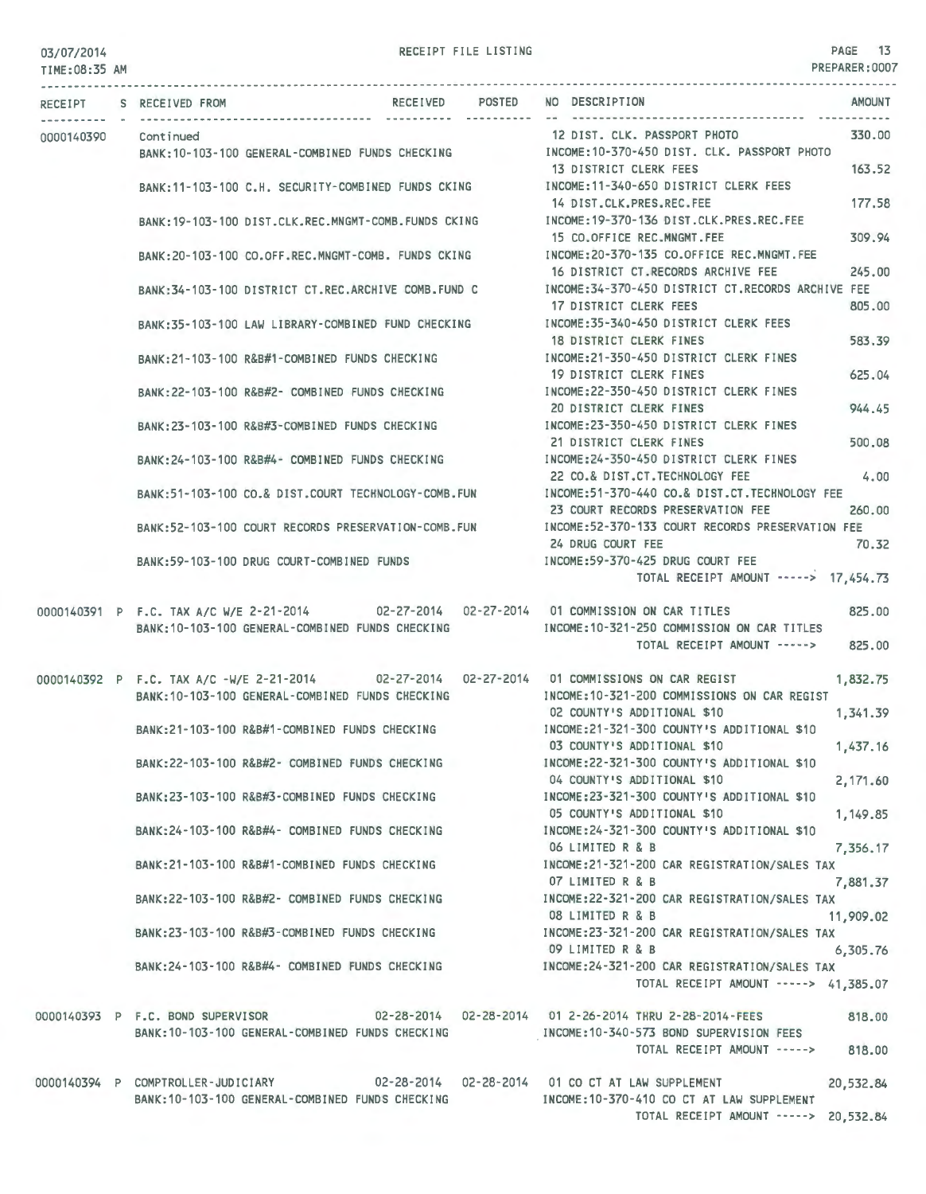RECEIPT FILE LISTING

PREPARER:0007

03/07/2014
TIME:08:35 AM

| RECEIPT | S | RECEIVED FROM | RECEIVED | POSTED | NO | DESCRIPTION | AMOUNT |
|---|---|---|---|---|---|---|---|
| 0000140390 | | Continued | | | 12 | DIST. CLK. PASSPORT PHOTO | 330.00 |
| | | BANK:10-103-100 GENERAL-COMBINED FUNDS CHECKING | | | | INCOME:10-370-450 DIST. CLK. PASSPORT PHOTO | |
| | | | | | 13 | DISTRICT CLERK FEES | 163.52 |
| | | BANK:11-103-100 C.H. SECURITY-COMBINED FUNDS CKING | | | | INCOME:11-340-650 DISTRICT CLERK FEES | |
| | | | | | 14 | DIST.CLK.PRES.REC.FEE | 177.58 |
| | | BANK:19-103-100 DIST.CLK.REC.MNGMT-COMB.FUNDS CKING | | | | INCOME:19-370-136 DIST.CLK.PRES.REC.FEE | |
| | | | | | 15 | CO.OFFICE REC.MNGMT.FEE | 309.94 |
| | | BANK:20-103-100 CO.OFF.REC.MNGMT-COMB. FUNDS CKING | | | | INCOME:20-370-135 CO.OFFICE REC.MNGMT.FEE | |
| | | | | | 16 | DISTRICT CT.RECORDS ARCHIVE FEE | 245.00 |
| | | BANK:34-103-100 DISTRICT CT.REC.ARCHIVE COMB.FUND C | | | | INCOME:34-370-450 DISTRICT CT.RECORDS ARCHIVE FEE | |
| | | | | | 17 | DISTRICT CLERK FEES | 805.00 |
| | | BANK:35-103-100 LAW LIBRARY-COMBINED FUND CHECKING | | | | INCOME:35-340-450 DISTRICT CLERK FEES | |
| | | | | | 18 | DISTRICT CLERK FINES | 583.39 |
| | | BANK:21-103-100 R&B#1-COMBINED FUNDS CHECKING | | | | INCOME:21-350-450 DISTRICT CLERK FINES | |
| | | | | | 19 | DISTRICT CLERK FINES | 625.04 |
| | | BANK:22-103-100 R&B#2- COMBINED FUNDS CHECKING | | | | INCOME:22-350-450 DISTRICT CLERK FINES | |
| | | | | | 20 | DISTRICT CLERK FINES | 944.45 |
| | | BANK:23-103-100 R&B#3-COMBINED FUNDS CHECKING | | | | INCOME:23-350-450 DISTRICT CLERK FINES | |
| | | | | | 21 | DISTRICT CLERK FINES | 500.08 |
| | | BANK:24-103-100 R&B#4- COMBINED FUNDS CHECKING | | | | INCOME:24-350-450 DISTRICT CLERK FINES | |
| | | | | | 22 | CO.& DIST.CT.TECHNOLOGY FEE | 4.00 |
| | | BANK:51-103-100 CO.& DIST.COURT TECHNOLOGY-COMB.FUN | | | | INCOME:51-370-440 CO.& DIST.CT.TECHNOLOGY FEE | |
| | | | | | 23 | COURT RECORDS PRESERVATION FEE | 260.00 |
| | | BANK:52-103-100 COURT RECORDS PRESERVATION-COMB.FUN | | | | INCOME:52-370-133 COURT RECORDS PRESERVATION FEE | |
| | | | | | 24 | DRUG COURT FEE | 70.32 |
| | | BANK:59-103-100 DRUG COURT-COMBINED FUNDS | | | | INCOME:59-370-425 DRUG COURT FEE | |
| | | | | | | TOTAL RECEIPT AMOUNT -----> | 17,454.73 |
| 0000140391 | P | F.C. TAX A/C W/E 2-21-2014 | 02-27-2014 | 02-27-2014 | 01 | COMMISSION ON CAR TITLES | 825.00 |
| | | BANK:10-103-100 GENERAL-COMBINED FUNDS CHECKING | | | | INCOME:10-321-250 COMMISSION ON CAR TITLES | |
| | | | | | | TOTAL RECEIPT AMOUNT -----> | 825.00 |
| 0000140392 | P | F.C. TAX A/C -W/E 2-21-2014 | 02-27-2014 | 02-27-2014 | 01 | COMMISSIONS ON CAR REGIST | 1,832.75 |
| | | BANK:10-103-100 GENERAL-COMBINED FUNDS CHECKING | | | | INCOME:10-321-200 COMMISSIONS ON CAR REGIST | |
| | | | | | 02 | COUNTY'S ADDITIONAL $10 | 1,341.39 |
| | | BANK:21-103-100 R&B#1-COMBINED FUNDS CHECKING | | | | INCOME:21-321-300 COUNTY'S ADDITIONAL $10 | |
| | | | | | 03 | COUNTY'S ADDITIONAL $10 | 1,437.16 |
| | | BANK:22-103-100 R&B#2- COMBINED FUNDS CHECKING | | | | INCOME:22-321-300 COUNTY'S ADDITIONAL $10 | |
| | | | | | 04 | COUNTY'S ADDITIONAL $10 | 2,171.60 |
| | | BANK:23-103-100 R&B#3-COMBINED FUNDS CHECKING | | | | INCOME:23-321-300 COUNTY'S ADDITIONAL $10 | |
| | | | | | 05 | COUNTY'S ADDITIONAL $10 | 1,149.85 |
| | | BANK:24-103-100 R&B#4- COMBINED FUNDS CHECKING | | | | INCOME:24-321-300 COUNTY'S ADDITIONAL $10 | |
| | | | | | 06 | LIMITED R & B | 7,356.17 |
| | | BANK:21-103-100 R&B#1-COMBINED FUNDS CHECKING | | | | INCOME:21-321-200 CAR REGISTRATION/SALES TAX | |
| | | | | | 07 | LIMITED R & B | 7,881.37 |
| | | BANK:22-103-100 R&B#2- COMBINED FUNDS CHECKING | | | | INCOME:22-321-200 CAR REGISTRATION/SALES TAX | |
| | | | | | 08 | LIMITED R & B | 11,909.02 |
| | | BANK:23-103-100 R&B#3-COMBINED FUNDS CHECKING | | | | INCOME:23-321-200 CAR REGISTRATION/SALES TAX | |
| | | | | | 09 | LIMITED R & B | 6,305.76 |
| | | BANK:24-103-100 R&B#4- COMBINED FUNDS CHECKING | | | | INCOME:24-321-200 CAR REGISTRATION/SALES TAX | |
| | | | | | | TOTAL RECEIPT AMOUNT -----> | 41,385.07 |
| 0000140393 | P | F.C. BOND SUPERVISOR | 02-28-2014 | 02-28-2014 | 01 | 2-26-2014 THRU 2-28-2014-FEES | 818.00 |
| | | BANK:10-103-100 GENERAL-COMBINED FUNDS CHECKING | | | | INCOME:10-340-573 BOND SUPERVISION FEES | |
| | | | | | | TOTAL RECEIPT AMOUNT -----> | 818.00 |
| 0000140394 | P | COMPTROLLER-JUDICIARY | 02-28-2014 | 02-28-2014 | 01 | CO CT AT LAW SUPPLEMENT | 20,532.84 |
| | | BANK:10-103-100 GENERAL-COMBINED FUNDS CHECKING | | | | INCOME:10-370-410 CO CT AT LAW SUPPLEMENT | |
| | | | | | | TOTAL RECEIPT AMOUNT -----> | 20,532.84 |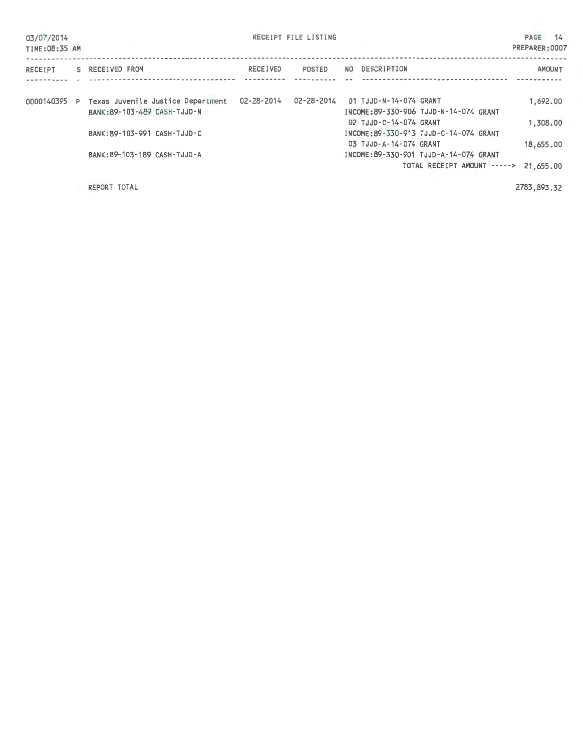RECEIPT FILE LISTING

03/07/2014
TIME:08:35 AM

PREPARER:0007

| RECEIPT | S | RECEIVED FROM | RECEIVED | POSTED | NO | DESCRIPTION | AMOUNT |
|---|---|---|---|---|---|---|---|
| 0000140395 | P | Texas Juvenile Justice Department | 02-28-2014 | 02-28-2014 | 01 | TJJD-N-14-074 GRANT | 1,692.00 |
| | | BANK:89-103-489 CASH-TJJD-N | | | | INCOME:89-330-906 TJJD-N-14-074 GRANT | |
| | | | | | 02 | TJJD-C-14-074 GRANT | 1,308.00 |
| | | BANK:89-103-991 CASH-TJJD-C | | | | INCOME:89-330-913 TJJD-C-14-074 GRANT | |
| | | | | | 03 | TJJD-A-14-074 GRANT | 18,655.00 |
| | | BANK:89-103-189 CASH-TJJD-A | | | | INCOME:89-330-901 TJJD-A-14-074 GRANT | |
| | | | | | | TOTAL RECEIPT AMOUNT -----> | 21,655.00 |
| | | REPORT TOTAL | | | | | 2783,893.32 |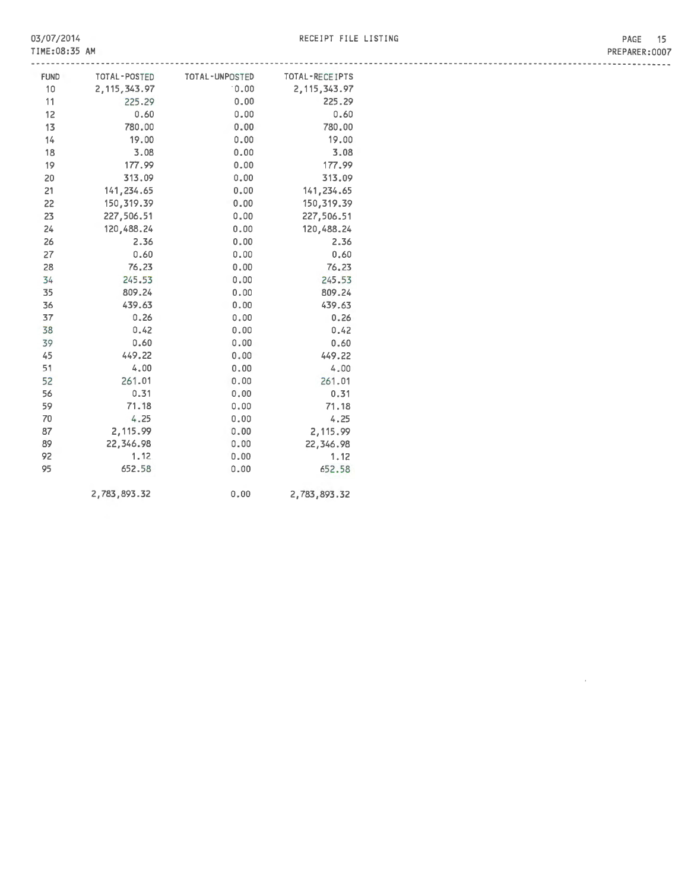RECEIPT FILE LISTING

03/07/2014
TIME:08:35 AM
PREPARER:0007

| FUND | TOTAL-POSTED | TOTAL-UNPOSTED | TOTAL-RECEIPTS |
| --- | --- | --- | --- |
| 10 | 2,115,343.97 | 0.00 | 2,115,343.97 |
| 11 | 225.29 | 0.00 | 225.29 |
| 12 | 0.60 | 0.00 | 0.60 |
| 13 | 780.00 | 0.00 | 780.00 |
| 14 | 19.00 | 0.00 | 19.00 |
| 18 | 3.08 | 0.00 | 3.08 |
| 19 | 177.99 | 0.00 | 177.99 |
| 20 | 313.09 | 0.00 | 313.09 |
| 21 | 141,234.65 | 0.00 | 141,234.65 |
| 22 | 150,319.39 | 0.00 | 150,319.39 |
| 23 | 227,506.51 | 0.00 | 227,506.51 |
| 24 | 120,488.24 | 0.00 | 120,488.24 |
| 26 | 2.36 | 0.00 | 2.36 |
| 27 | 0.60 | 0.00 | 0.60 |
| 28 | 76.23 | 0.00 | 76.23 |
| 34 | 245.53 | 0.00 | 245.53 |
| 35 | 809.24 | 0.00 | 809.24 |
| 36 | 439.63 | 0.00 | 439.63 |
| 37 | 0.26 | 0.00 | 0.26 |
| 38 | 0.42 | 0.00 | 0.42 |
| 39 | 0.60 | 0.00 | 0.60 |
| 45 | 449.22 | 0.00 | 449.22 |
| 51 | 4.00 | 0.00 | 4.00 |
| 52 | 261.01 | 0.00 | 261.01 |
| 56 | 0.31 | 0.00 | 0.31 |
| 59 | 71.18 | 0.00 | 71.18 |
| 70 | 4.25 | 0.00 | 4.25 |
| 87 | 2,115.99 | 0.00 | 2,115.99 |
| 89 | 22,346.98 | 0.00 | 22,346.98 |
| 92 | 1.12 | 0.00 | 1.12 |
| 95 | 652.58 | 0.00 | 652.58 |
| | 2,783,893.32 | 0.00 | 2,783,893.32 |